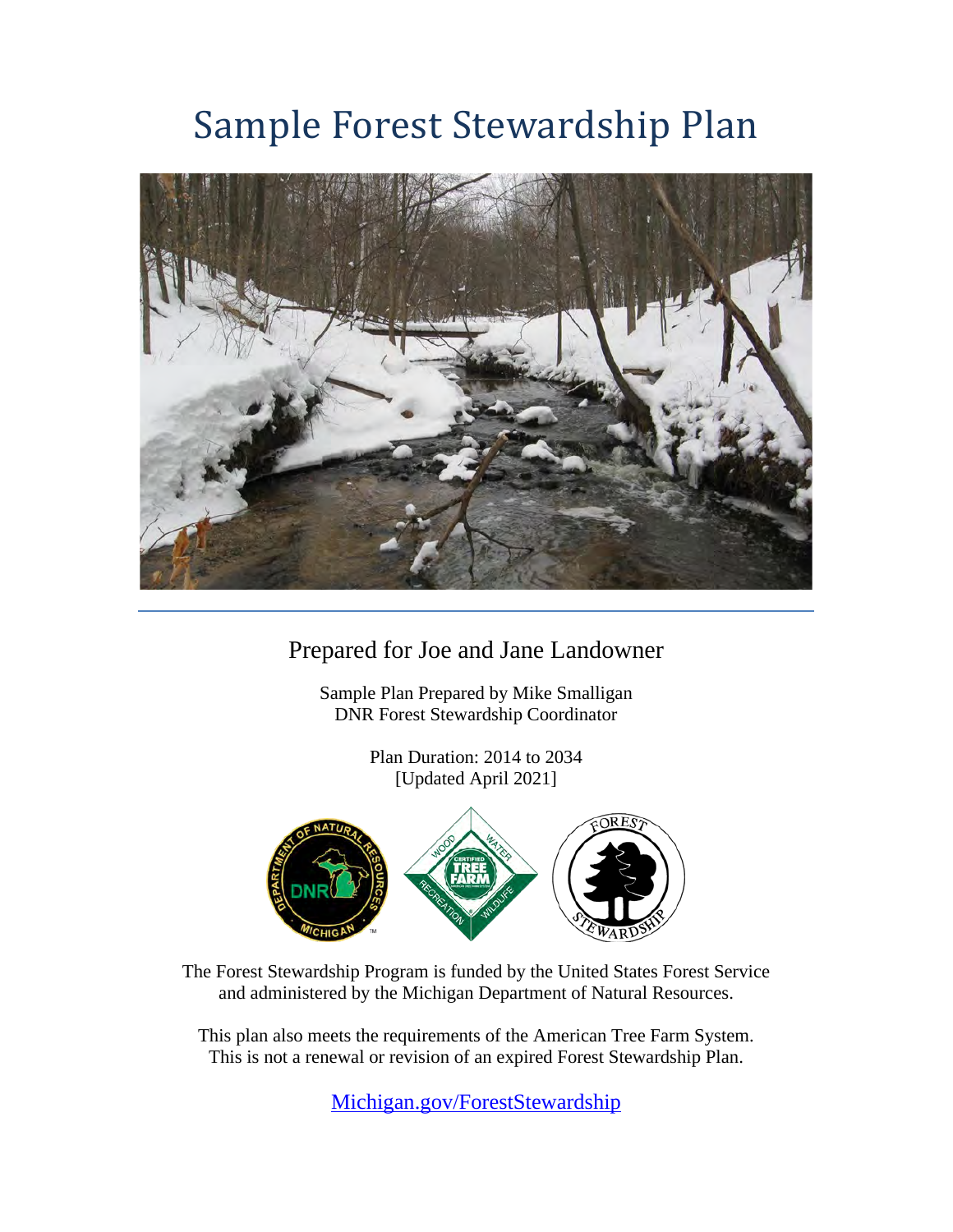# Sample Forest Stewardship Plan

Prepared for Joe and Jane Landowner

Sample Plan Prepared by Mike Smalligan
DNR Forest Stewardship Coordinator

Plan Duration: 2014 to 2034
[Updated April 2021]

The Forest Stewardship Program is funded by the United States Forest Service and administered by the Michigan Department of Natural Resources.

This plan also meets the requirements of the American Tree Farm System.
This is not a renewal or revision of an expired Forest Stewardship Plan.

[Michigan.gov/ForestStewardship](Michigan.gov/ForestStewardship)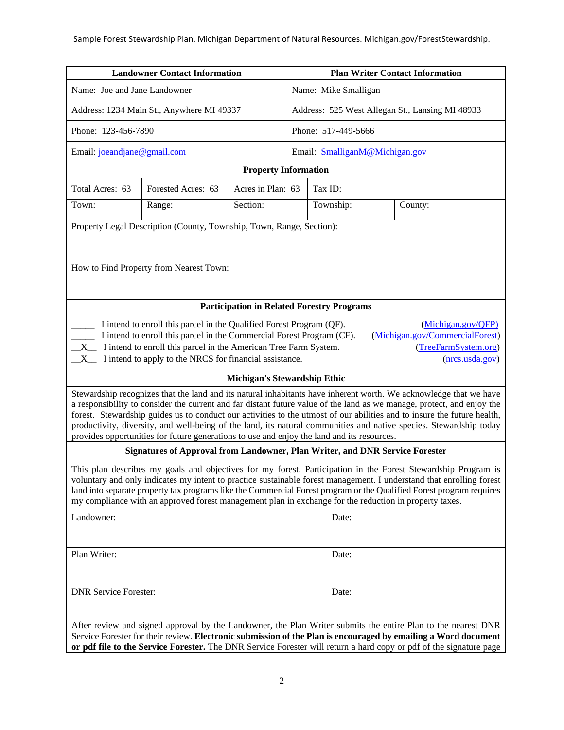| Landowner Contact Information | Plan Writer Contact Information |
| --- | --- |
| Name: Joe and Jane Landowner | Name: Mike Smalligan |
| Address: 1234 Main St., Anywhere MI 49337 | Address: 525 West Allegan St., Lansing MI 48933 |
| Phone: 123-456-7890 | Phone: 517-449-5666 |
| Email: joeandjane@gmail.com | Email: SmalliganM@Michigan.gov |

**Property Information**

| Total Acres: 63 | Forested Acres: 63 | Acres in Plan: 63 | Tax ID: | |
| --- | --- | --- | --- | --- |
| Town: | Range: | Section: | Township: | County: |

Property Legal Description (County, Township, Town, Range, Section):

How to Find Property from Nearest Town:

**Participation in Related Forestry Programs**

_____ I intend to enroll this parcel in the Qualified Forest Program (QF). (Michigan.gov/QFP)
_____ I intend to enroll this parcel in the Commercial Forest Program (CF). (Michigan.gov/CommercialForest)
\_\_X\_\_ I intend to enroll this parcel in the American Tree Farm System. (TreeFarmSystem.org)
\_\_X\_\_ I intend to apply to the NRCS for financial assistance. (nrcs.usda.gov)

**Michigan's Stewardship Ethic**

Stewardship recognizes that the land and its natural inhabitants have inherent worth. We acknowledge that we have a responsibility to consider the current and far distant future value of the land as we manage, protect, and enjoy the forest. Stewardship guides us to conduct our activities to the utmost of our abilities and to insure the future health, productivity, diversity, and well-being of the land, its natural communities and native species. Stewardship today provides opportunities for future generations to use and enjoy the land and its resources.

**Signatures of Approval from Landowner, Plan Writer, and DNR Service Forester**

This plan describes my goals and objectives for my forest. Participation in the Forest Stewardship Program is voluntary and only indicates my intent to practice sustainable forest management. I understand that enrolling forest land into separate property tax programs like the Commercial Forest program or the Qualified Forest program requires my compliance with an approved forest management plan in exchange for the reduction in property taxes.

| Signature | Date |
| --- | --- |
| Landowner: | Date: |
| Plan Writer: | Date: |
| DNR Service Forester: | Date: |

After review and signed approval by the Landowner, the Plan Writer submits the entire Plan to the nearest DNR Service Forester for their review. **Electronic submission of the Plan is encouraged by emailing a Word document or pdf file to the Service Forester.** The DNR Service Forester will return a hard copy or pdf of the signature page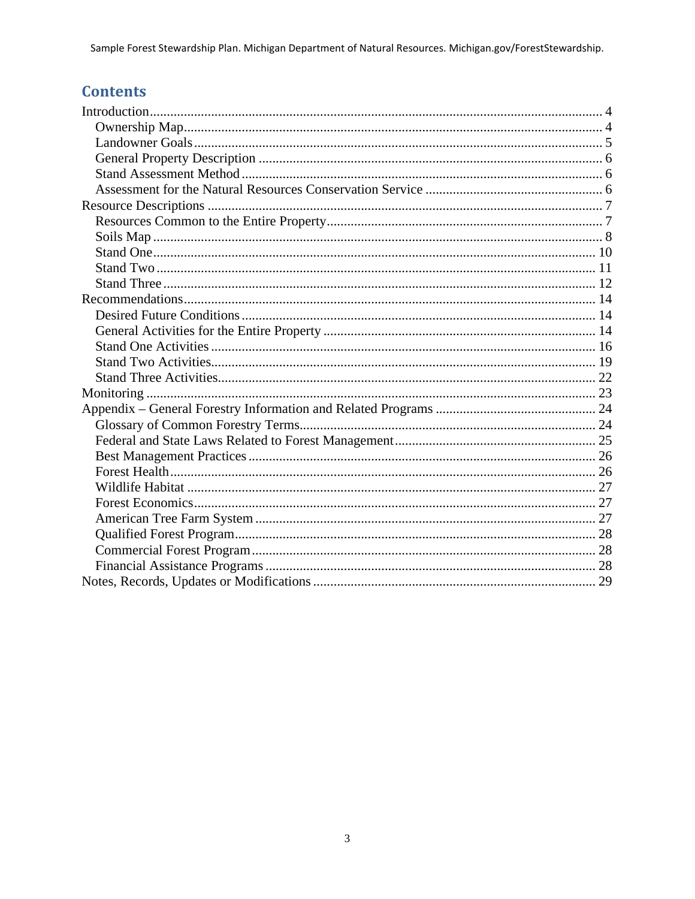# Contents

- Introduction .................... 4
  - Ownership Map .................... 4
  - Landowner Goals .................... 5
  - General Property Description .................... 6
  - Stand Assessment Method .................... 6
  - Assessment for the Natural Resources Conservation Service .................... 6
- Resource Descriptions .................... 7
  - Resources Common to the Entire Property .................... 7
  - Soils Map .................... 8
  - Stand One .................... 10
  - Stand Two .................... 11
  - Stand Three .................... 12
- Recommendations .................... 14
  - Desired Future Conditions .................... 14
  - General Activities for the Entire Property .................... 14
  - Stand One Activities .................... 16
  - Stand Two Activities .................... 19
  - Stand Three Activities .................... 22
- Monitoring .................... 23
- Appendix – General Forestry Information and Related Programs .................... 24
  - Glossary of Common Forestry Terms .................... 24
  - Federal and State Laws Related to Forest Management .................... 25
  - Best Management Practices .................... 26
  - Forest Health .................... 26
  - Wildlife Habitat .................... 27
  - Forest Economics .................... 27
  - American Tree Farm System .................... 27
  - Qualified Forest Program .................... 28
  - Commercial Forest Program .................... 28
  - Financial Assistance Programs .................... 28
- Notes, Records, Updates or Modifications .................... 29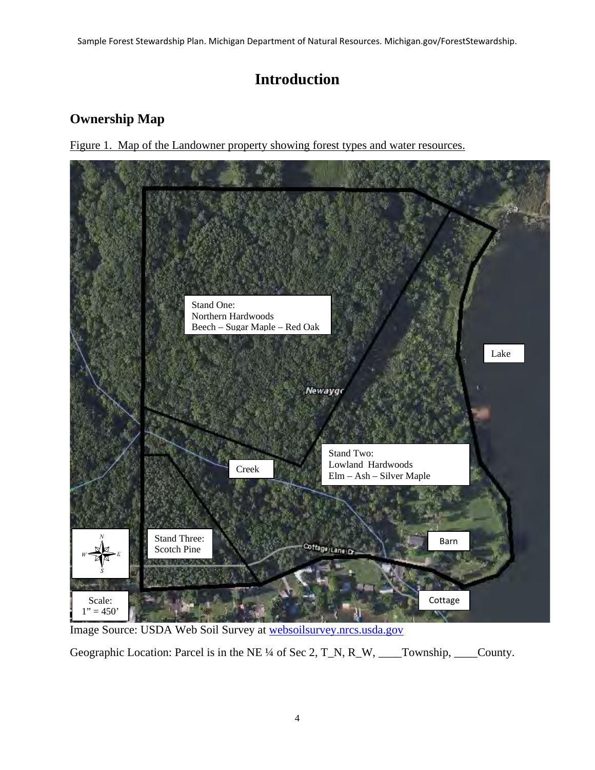# Introduction

## Ownership Map

Figure 1. Map of the Landowner property showing forest types and water resources.

Image Source: USDA Web Soil Survey at [websoilsurvey.nrcs.usda.gov](websoilsurvey.nrcs.usda.gov)

Geographic Location: Parcel is in the NE ¼ of Sec 2, T_N, R_W, ____Township, ____County.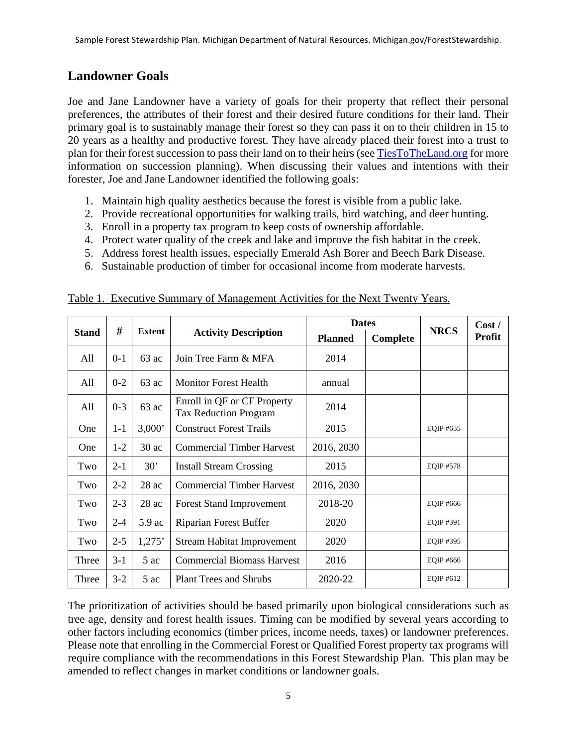## Landowner Goals

Joe and Jane Landowner have a variety of goals for their property that reflect their personal preferences, the attributes of their forest and their desired future conditions for their land. Their primary goal is to sustainably manage their forest so they can pass it on to their children in 15 to 20 years as a healthy and productive forest. They have already placed their forest into a trust to plan for their forest succession to pass their land on to their heirs (see TiesToTheLand.org for more information on succession planning). When discussing their values and intentions with their forester, Joe and Jane Landowner identified the following goals:

1. Maintain high quality aesthetics because the forest is visible from a public lake.
2. Provide recreational opportunities for walking trails, bird watching, and deer hunting.
3. Enroll in a property tax program to keep costs of ownership affordable.
4. Protect water quality of the creek and lake and improve the fish habitat in the creek.
5. Address forest health issues, especially Emerald Ash Borer and Beech Bark Disease.
6. Sustainable production of timber for occasional income from moderate harvests.

Table 1. Executive Summary of Management Activities for the Next Twenty Years.

| Stand | # | Extent | Activity Description | Dates | | NRCS | Cost / Profit |
|---|---|---|---|---|---|---|---|
| | | | | Planned | Complete | | |
| All | 0-1 | 63 ac | Join Tree Farm & MFA | 2014 | | | |
| All | 0-2 | 63 ac | Monitor Forest Health | annual | | | |
| All | 0-3 | 63 ac | Enroll in QF or CF Property Tax Reduction Program | 2014 | | | |
| One | 1-1 | 3,000’ | Construct Forest Trails | 2015 | | EQIP #655 | |
| One | 1-2 | 30 ac | Commercial Timber Harvest | 2016, 2030 | | | |
| Two | 2-1 | 30’ | Install Stream Crossing | 2015 | | EQIP #578 | |
| Two | 2-2 | 28 ac | Commercial Timber Harvest | 2016, 2030 | | | |
| Two | 2-3 | 28 ac | Forest Stand Improvement | 2018-20 | | EQIP #666 | |
| Two | 2-4 | 5.9 ac | Riparian Forest Buffer | 2020 | | EQIP #391 | |
| Two | 2-5 | 1,275’ | Stream Habitat Improvement | 2020 | | EQIP #395 | |
| Three | 3-1 | 5 ac | Commercial Biomass Harvest | 2016 | | EQIP #666 | |
| Three | 3-2 | 5 ac | Plant Trees and Shrubs | 2020-22 | | EQIP #612 | |

The prioritization of activities should be based primarily upon biological considerations such as tree age, density and forest health issues. Timing can be modified by several years according to other factors including economics (timber prices, income needs, taxes) or landowner preferences. Please note that enrolling in the Commercial Forest or Qualified Forest property tax programs will require compliance with the recommendations in this Forest Stewardship Plan. This plan may be amended to reflect changes in market conditions or landowner goals.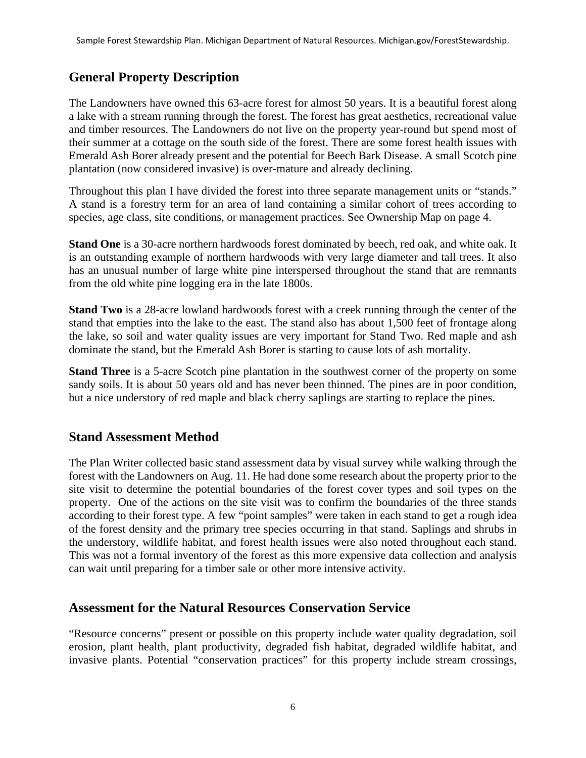## General Property Description

The Landowners have owned this 63-acre forest for almost 50 years. It is a beautiful forest along a lake with a stream running through the forest. The forest has great aesthetics, recreational value and timber resources. The Landowners do not live on the property year-round but spend most of their summer at a cottage on the south side of the forest. There are some forest health issues with Emerald Ash Borer already present and the potential for Beech Bark Disease. A small Scotch pine plantation (now considered invasive) is over-mature and already declining.

Throughout this plan I have divided the forest into three separate management units or "stands." A stand is a forestry term for an area of land containing a similar cohort of trees according to species, age class, site conditions, or management practices. See Ownership Map on page 4.

**Stand One** is a 30-acre northern hardwoods forest dominated by beech, red oak, and white oak. It is an outstanding example of northern hardwoods with very large diameter and tall trees. It also has an unusual number of large white pine interspersed throughout the stand that are remnants from the old white pine logging era in the late 1800s.

**Stand Two** is a 28-acre lowland hardwoods forest with a creek running through the center of the stand that empties into the lake to the east. The stand also has about 1,500 feet of frontage along the lake, so soil and water quality issues are very important for Stand Two. Red maple and ash dominate the stand, but the Emerald Ash Borer is starting to cause lots of ash mortality.

**Stand Three** is a 5-acre Scotch pine plantation in the southwest corner of the property on some sandy soils. It is about 50 years old and has never been thinned. The pines are in poor condition, but a nice understory of red maple and black cherry saplings are starting to replace the pines.

## Stand Assessment Method

The Plan Writer collected basic stand assessment data by visual survey while walking through the forest with the Landowners on Aug. 11. He had done some research about the property prior to the site visit to determine the potential boundaries of the forest cover types and soil types on the property. One of the actions on the site visit was to confirm the boundaries of the three stands according to their forest type. A few "point samples" were taken in each stand to get a rough idea of the forest density and the primary tree species occurring in that stand. Saplings and shrubs in the understory, wildlife habitat, and forest health issues were also noted throughout each stand. This was not a formal inventory of the forest as this more expensive data collection and analysis can wait until preparing for a timber sale or other more intensive activity.

## Assessment for the Natural Resources Conservation Service

"Resource concerns" present or possible on this property include water quality degradation, soil erosion, plant health, plant productivity, degraded fish habitat, degraded wildlife habitat, and invasive plants. Potential "conservation practices" for this property include stream crossings,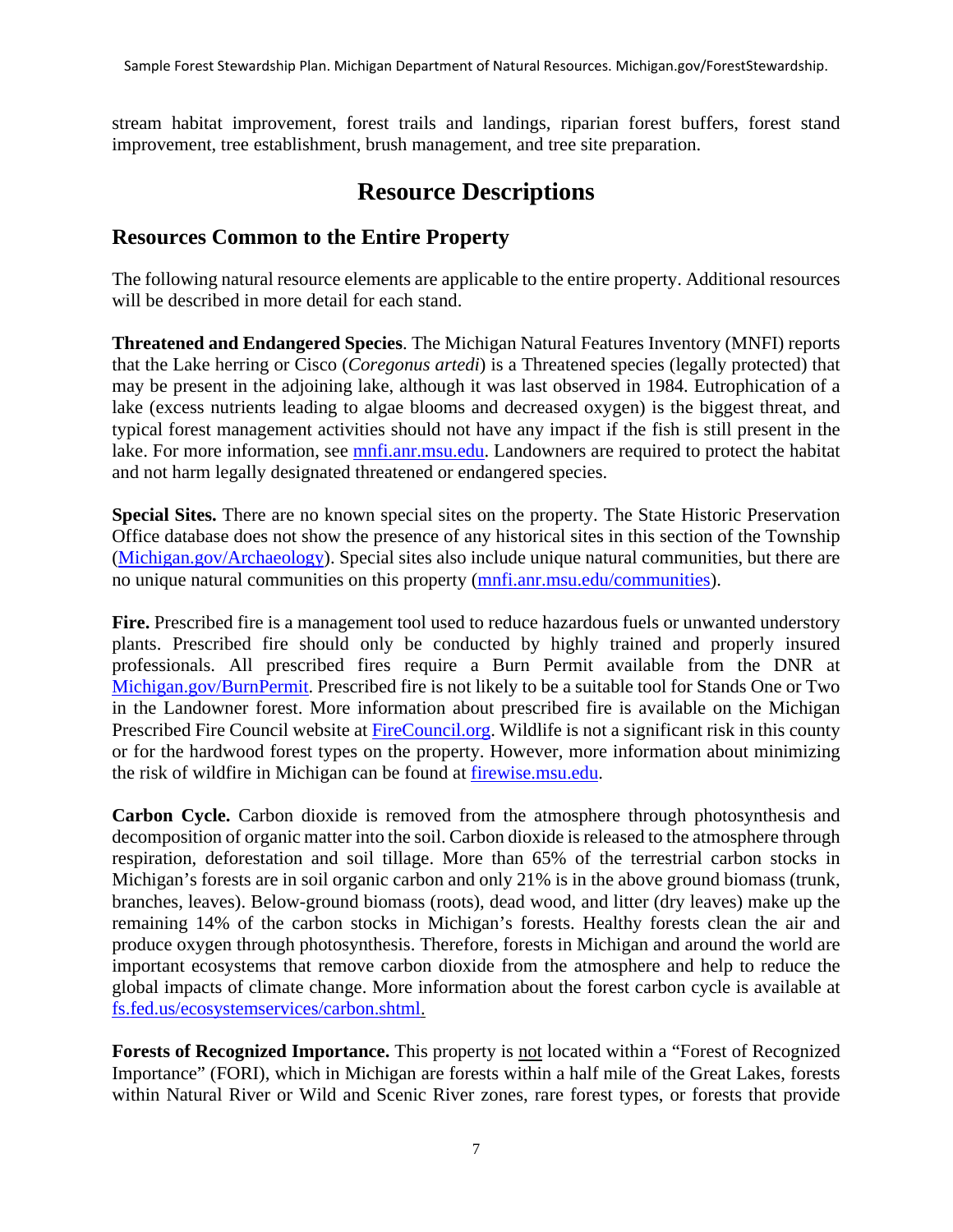stream habitat improvement, forest trails and landings, riparian forest buffers, forest stand improvement, tree establishment, brush management, and tree site preparation.

# Resource Descriptions

## Resources Common to the Entire Property

The following natural resource elements are applicable to the entire property. Additional resources will be described in more detail for each stand.

**Threatened and Endangered Species**. The Michigan Natural Features Inventory (MNFI) reports that the Lake herring or Cisco (*Coregonus artedi*) is a Threatened species (legally protected) that may be present in the adjoining lake, although it was last observed in 1984. Eutrophication of a lake (excess nutrients leading to algae blooms and decreased oxygen) is the biggest threat, and typical forest management activities should not have any impact if the fish is still present in the lake. For more information, see mnfi.anr.msu.edu. Landowners are required to protect the habitat and not harm legally designated threatened or endangered species.

**Special Sites.** There are no known special sites on the property. The State Historic Preservation Office database does not show the presence of any historical sites in this section of the Township (Michigan.gov/Archaeology). Special sites also include unique natural communities, but there are no unique natural communities on this property (mnfi.anr.msu.edu/communities).

**Fire.** Prescribed fire is a management tool used to reduce hazardous fuels or unwanted understory plants. Prescribed fire should only be conducted by highly trained and properly insured professionals. All prescribed fires require a Burn Permit available from the DNR at Michigan.gov/BurnPermit. Prescribed fire is not likely to be a suitable tool for Stands One or Two in the Landowner forest. More information about prescribed fire is available on the Michigan Prescribed Fire Council website at FireCouncil.org. Wildlife is not a significant risk in this county or for the hardwood forest types on the property. However, more information about minimizing the risk of wildfire in Michigan can be found at firewise.msu.edu.

**Carbon Cycle.** Carbon dioxide is removed from the atmosphere through photosynthesis and decomposition of organic matter into the soil. Carbon dioxide is released to the atmosphere through respiration, deforestation and soil tillage. More than 65% of the terrestrial carbon stocks in Michigan's forests are in soil organic carbon and only 21% is in the above ground biomass (trunk, branches, leaves). Below-ground biomass (roots), dead wood, and litter (dry leaves) make up the remaining 14% of the carbon stocks in Michigan's forests. Healthy forests clean the air and produce oxygen through photosynthesis. Therefore, forests in Michigan and around the world are important ecosystems that remove carbon dioxide from the atmosphere and help to reduce the global impacts of climate change. More information about the forest carbon cycle is available at fs.fed.us/ecosystemservices/carbon.shtml.

**Forests of Recognized Importance.** This property is not located within a "Forest of Recognized Importance" (FORI), which in Michigan are forests within a half mile of the Great Lakes, forests within Natural River or Wild and Scenic River zones, rare forest types, or forests that provide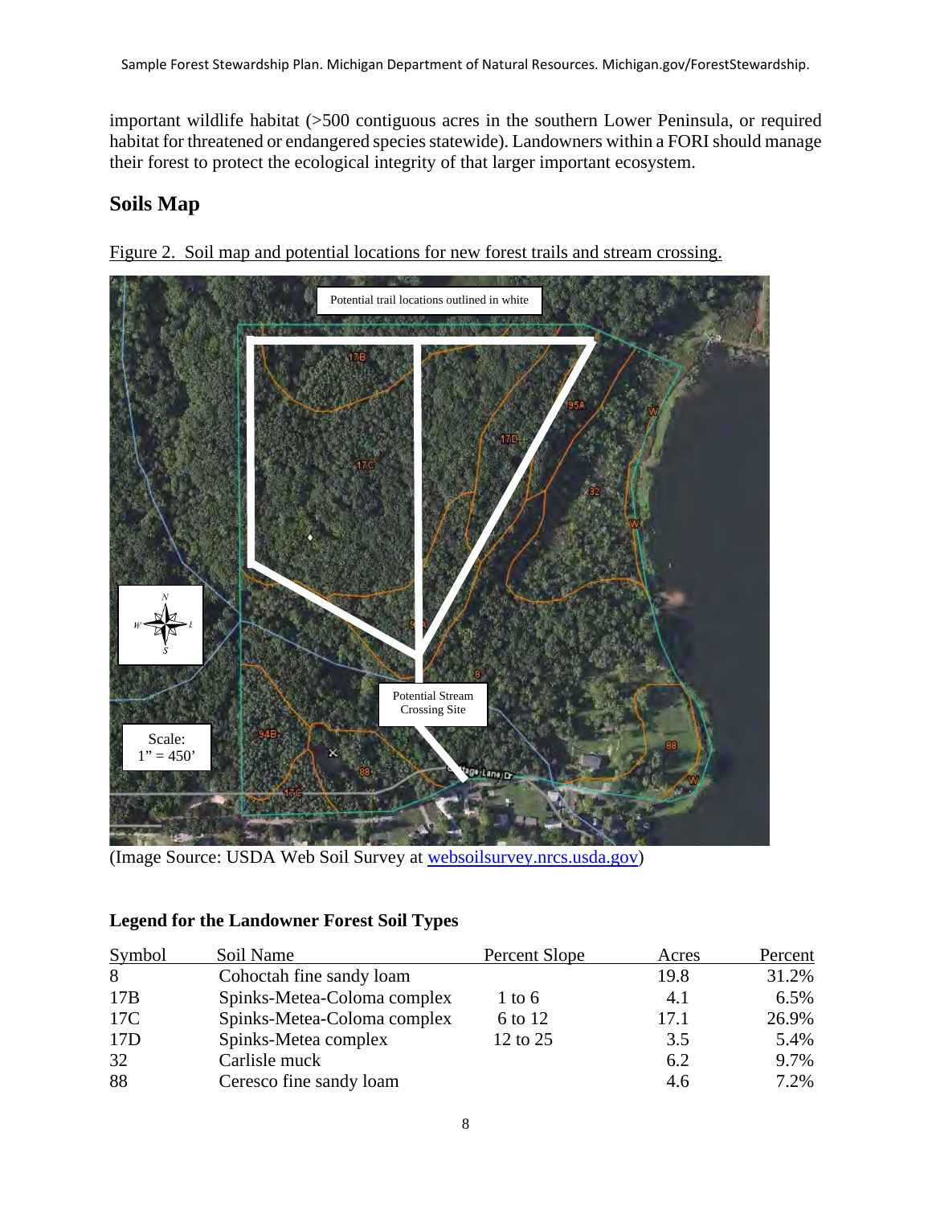important wildlife habitat (>500 contiguous acres in the southern Lower Peninsula, or required habitat for threatened or endangered species statewide). Landowners within a FORI should manage their forest to protect the ecological integrity of that larger important ecosystem.

## Soils Map

Figure 2. Soil map and potential locations for new forest trails and stream crossing.

(Image Source: USDA Web Soil Survey at websoilsurvey.nrcs.usda.gov)

### Legend for the Landowner Forest Soil Types

| Symbol | Soil Name | Percent Slope | Acres | Percent |
|---|---|---|---|---|
| 8 | Cohoctah fine sandy loam | | 19.8 | 31.2% |
| 17B | Spinks-Metea-Coloma complex | 1 to 6 | 4.1 | 6.5% |
| 17C | Spinks-Metea-Coloma complex | 6 to 12 | 17.1 | 26.9% |
| 17D | Spinks-Metea complex | 12 to 25 | 3.5 | 5.4% |
| 32 | Carlisle muck | | 6.2 | 9.7% |
| 88 | Ceresco fine sandy loam | | 4.6 | 7.2% |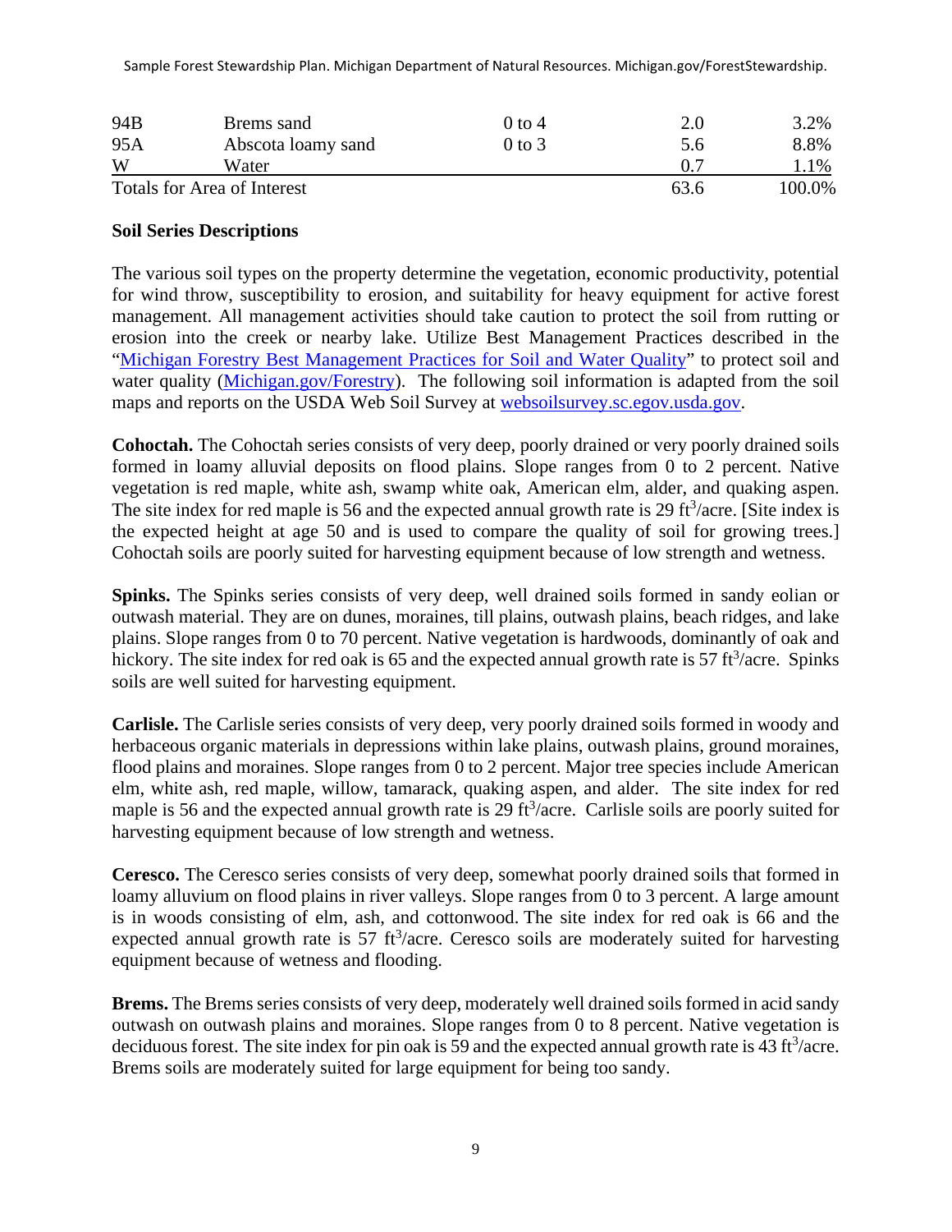| | | | | |
|---|---|---|---|---|
| 94B | Brems sand | 0 to 4 | 2.0 | 3.2% |
| 95A | Abscota loamy sand | 0 to 3 | 5.6 | 8.8% |
| W | Water | | 0.7 | 1.1% |
| Totals for Area of Interest | | | 63.6 | 100.0% |

**Soil Series Descriptions**

The various soil types on the property determine the vegetation, economic productivity, potential for wind throw, susceptibility to erosion, and suitability for heavy equipment for active forest management. All management activities should take caution to protect the soil from rutting or erosion into the creek or nearby lake. Utilize Best Management Practices described in the "[Michigan Forestry Best Management Practices for Soil and Water Quality](Michigan.gov/Forestry)" to protect soil and water quality ([Michigan.gov/Forestry](Michigan.gov/Forestry)). The following soil information is adapted from the soil maps and reports on the USDA Web Soil Survey at [websoilsurvey.sc.egov.usda.gov](websoilsurvey.sc.egov.usda.gov).

**Cohoctah.** The Cohoctah series consists of very deep, poorly drained or very poorly drained soils formed in loamy alluvial deposits on flood plains. Slope ranges from 0 to 2 percent. Native vegetation is red maple, white ash, swamp white oak, American elm, alder, and quaking aspen. The site index for red maple is 56 and the expected annual growth rate is 29 $ft^3$/acre. [Site index is the expected height at age 50 and is used to compare the quality of soil for growing trees.] Cohoctah soils are poorly suited for harvesting equipment because of low strength and wetness.

**Spinks.** The Spinks series consists of very deep, well drained soils formed in sandy eolian or outwash material. They are on dunes, moraines, till plains, outwash plains, beach ridges, and lake plains. Slope ranges from 0 to 70 percent. Native vegetation is hardwoods, dominantly of oak and hickory. The site index for red oak is 65 and the expected annual growth rate is 57 $ft^3$/acre. Spinks soils are well suited for harvesting equipment.

**Carlisle.** The Carlisle series consists of very deep, very poorly drained soils formed in woody and herbaceous organic materials in depressions within lake plains, outwash plains, ground moraines, flood plains and moraines. Slope ranges from 0 to 2 percent. Major tree species include American elm, white ash, red maple, willow, tamarack, quaking aspen, and alder. The site index for red maple is 56 and the expected annual growth rate is 29 $ft^3$/acre. Carlisle soils are poorly suited for harvesting equipment because of low strength and wetness.

**Ceresco.** The Ceresco series consists of very deep, somewhat poorly drained soils that formed in loamy alluvium on flood plains in river valleys. Slope ranges from 0 to 3 percent. A large amount is in woods consisting of elm, ash, and cottonwood. The site index for red oak is 66 and the expected annual growth rate is 57 $ft^3$/acre. Ceresco soils are moderately suited for harvesting equipment because of wetness and flooding.

**Brems.** The Brems series consists of very deep, moderately well drained soils formed in acid sandy outwash on outwash plains and moraines. Slope ranges from 0 to 8 percent. Native vegetation is deciduous forest. The site index for pin oak is 59 and the expected annual growth rate is 43 $ft^3$/acre. Brems soils are moderately suited for large equipment for being too sandy.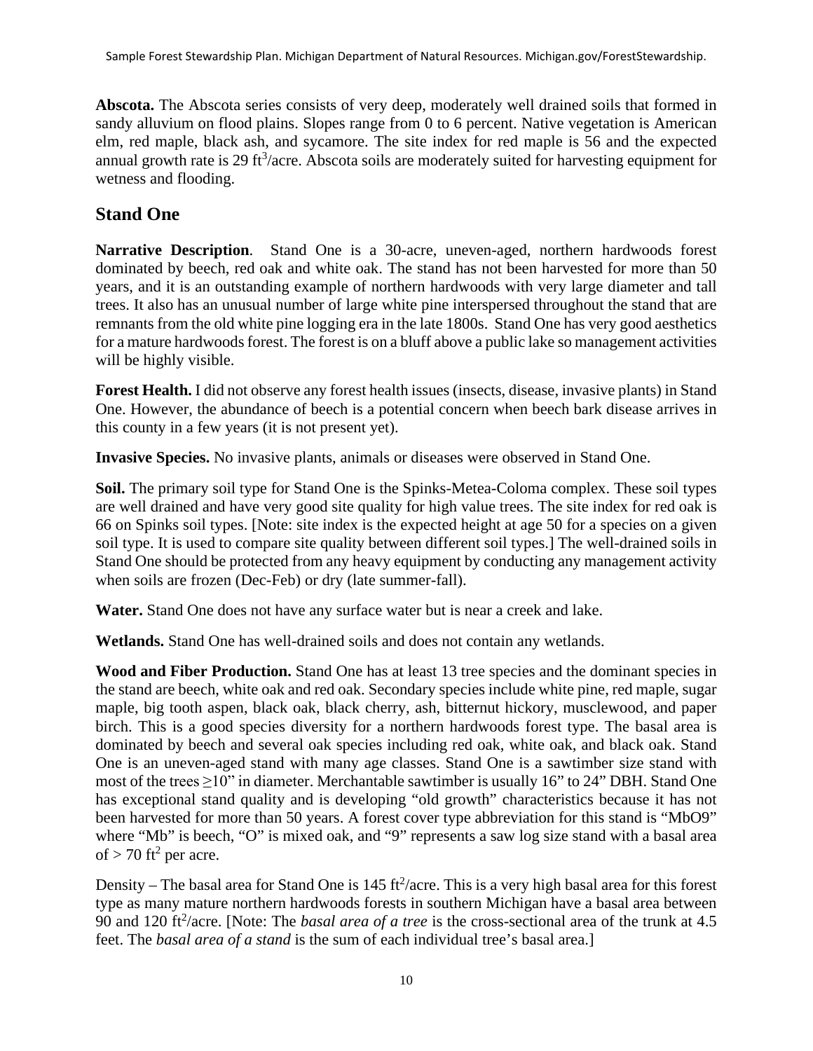**Abscota.** The Abscota series consists of very deep, moderately well drained soils that formed in sandy alluvium on flood plains. Slopes range from 0 to 6 percent. Native vegetation is American elm, red maple, black ash, and sycamore. The site index for red maple is 56 and the expected annual growth rate is 29 $ft^3$/acre. Abscota soils are moderately suited for harvesting equipment for wetness and flooding.

## Stand One

**Narrative Description**. Stand One is a 30-acre, uneven-aged, northern hardwoods forest dominated by beech, red oak and white oak. The stand has not been harvested for more than 50 years, and it is an outstanding example of northern hardwoods with very large diameter and tall trees. It also has an unusual number of large white pine interspersed throughout the stand that are remnants from the old white pine logging era in the late 1800s. Stand One has very good aesthetics for a mature hardwoods forest. The forest is on a bluff above a public lake so management activities will be highly visible.

**Forest Health.** I did not observe any forest health issues (insects, disease, invasive plants) in Stand One. However, the abundance of beech is a potential concern when beech bark disease arrives in this county in a few years (it is not present yet).

**Invasive Species.** No invasive plants, animals or diseases were observed in Stand One.

**Soil.** The primary soil type for Stand One is the Spinks-Metea-Coloma complex. These soil types are well drained and have very good site quality for high value trees. The site index for red oak is 66 on Spinks soil types. [Note: site index is the expected height at age 50 for a species on a given soil type. It is used to compare site quality between different soil types.] The well-drained soils in Stand One should be protected from any heavy equipment by conducting any management activity when soils are frozen (Dec-Feb) or dry (late summer-fall).

**Water.** Stand One does not have any surface water but is near a creek and lake.

**Wetlands.** Stand One has well-drained soils and does not contain any wetlands.

**Wood and Fiber Production.** Stand One has at least 13 tree species and the dominant species in the stand are beech, white oak and red oak. Secondary species include white pine, red maple, sugar maple, big tooth aspen, black oak, black cherry, ash, bitternut hickory, musclewood, and paper birch. This is a good species diversity for a northern hardwoods forest type. The basal area is dominated by beech and several oak species including red oak, white oak, and black oak. Stand One is an uneven-aged stand with many age classes. Stand One is a sawtimber size stand with most of the trees ≥10" in diameter. Merchantable sawtimber is usually 16" to 24" DBH. Stand One has exceptional stand quality and is developing "old growth" characteristics because it has not been harvested for more than 50 years. A forest cover type abbreviation for this stand is "MbO9" where "Mb" is beech, "O" is mixed oak, and "9" represents a saw log size stand with a basal area of > 70 $ft^2$ per acre.

Density – The basal area for Stand One is 145 $ft^2$/acre. This is a very high basal area for this forest type as many mature northern hardwoods forests in southern Michigan have a basal area between 90 and 120 $ft^2$/acre. [Note: The *basal area of a tree* is the cross-sectional area of the trunk at 4.5 feet. The *basal area of a stand* is the sum of each individual tree's basal area.]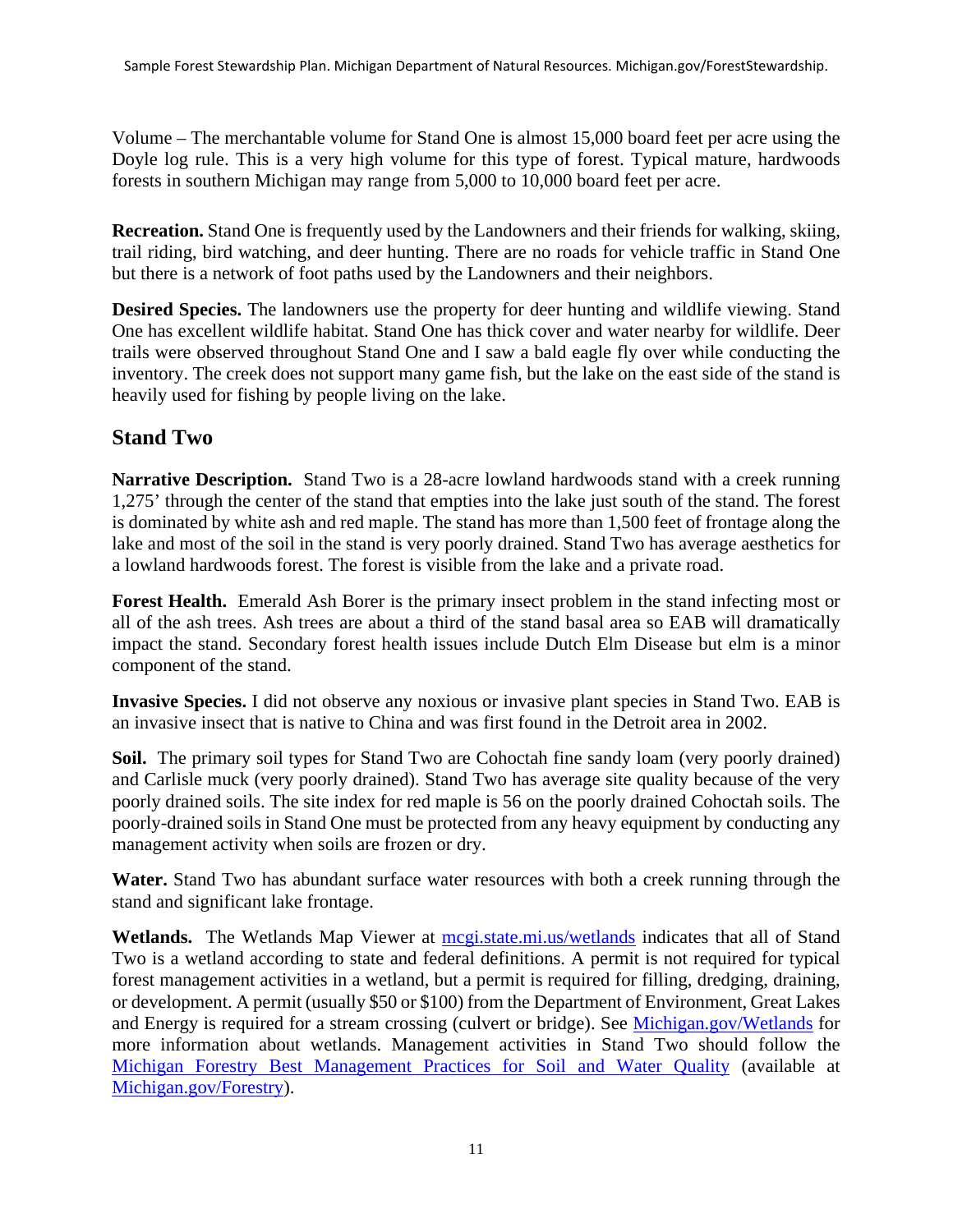Volume – The merchantable volume for Stand One is almost 15,000 board feet per acre using the Doyle log rule. This is a very high volume for this type of forest. Typical mature, hardwoods forests in southern Michigan may range from 5,000 to 10,000 board feet per acre.

**Recreation.** Stand One is frequently used by the Landowners and their friends for walking, skiing, trail riding, bird watching, and deer hunting. There are no roads for vehicle traffic in Stand One but there is a network of foot paths used by the Landowners and their neighbors.

**Desired Species.** The landowners use the property for deer hunting and wildlife viewing. Stand One has excellent wildlife habitat. Stand One has thick cover and water nearby for wildlife. Deer trails were observed throughout Stand One and I saw a bald eagle fly over while conducting the inventory. The creek does not support many game fish, but the lake on the east side of the stand is heavily used for fishing by people living on the lake.

## Stand Two

**Narrative Description.** Stand Two is a 28-acre lowland hardwoods stand with a creek running 1,275' through the center of the stand that empties into the lake just south of the stand. The forest is dominated by white ash and red maple. The stand has more than 1,500 feet of frontage along the lake and most of the soil in the stand is very poorly drained. Stand Two has average aesthetics for a lowland hardwoods forest. The forest is visible from the lake and a private road.

**Forest Health.** Emerald Ash Borer is the primary insect problem in the stand infecting most or all of the ash trees. Ash trees are about a third of the stand basal area so EAB will dramatically impact the stand. Secondary forest health issues include Dutch Elm Disease but elm is a minor component of the stand.

**Invasive Species.** I did not observe any noxious or invasive plant species in Stand Two. EAB is an invasive insect that is native to China and was first found in the Detroit area in 2002.

**Soil.** The primary soil types for Stand Two are Cohoctah fine sandy loam (very poorly drained) and Carlisle muck (very poorly drained). Stand Two has average site quality because of the very poorly drained soils. The site index for red maple is 56 on the poorly drained Cohoctah soils. The poorly-drained soils in Stand One must be protected from any heavy equipment by conducting any management activity when soils are frozen or dry.

**Water.** Stand Two has abundant surface water resources with both a creek running through the stand and significant lake frontage.

**Wetlands.** The Wetlands Map Viewer at [mcgi.state.mi.us/wetlands](mcgi.state.mi.us/wetlands) indicates that all of Stand Two is a wetland according to state and federal definitions. A permit is not required for typical forest management activities in a wetland, but a permit is required for filling, dredging, draining, or development. A permit (usually $50 or $100) from the Department of Environment, Great Lakes and Energy is required for a stream crossing (culvert or bridge). See [Michigan.gov/Wetlands](Michigan.gov/Wetlands) for more information about wetlands. Management activities in Stand Two should follow the [Michigan Forestry Best Management Practices for Soil and Water Quality]() (available at [Michigan.gov/Forestry](Michigan.gov/Forestry)).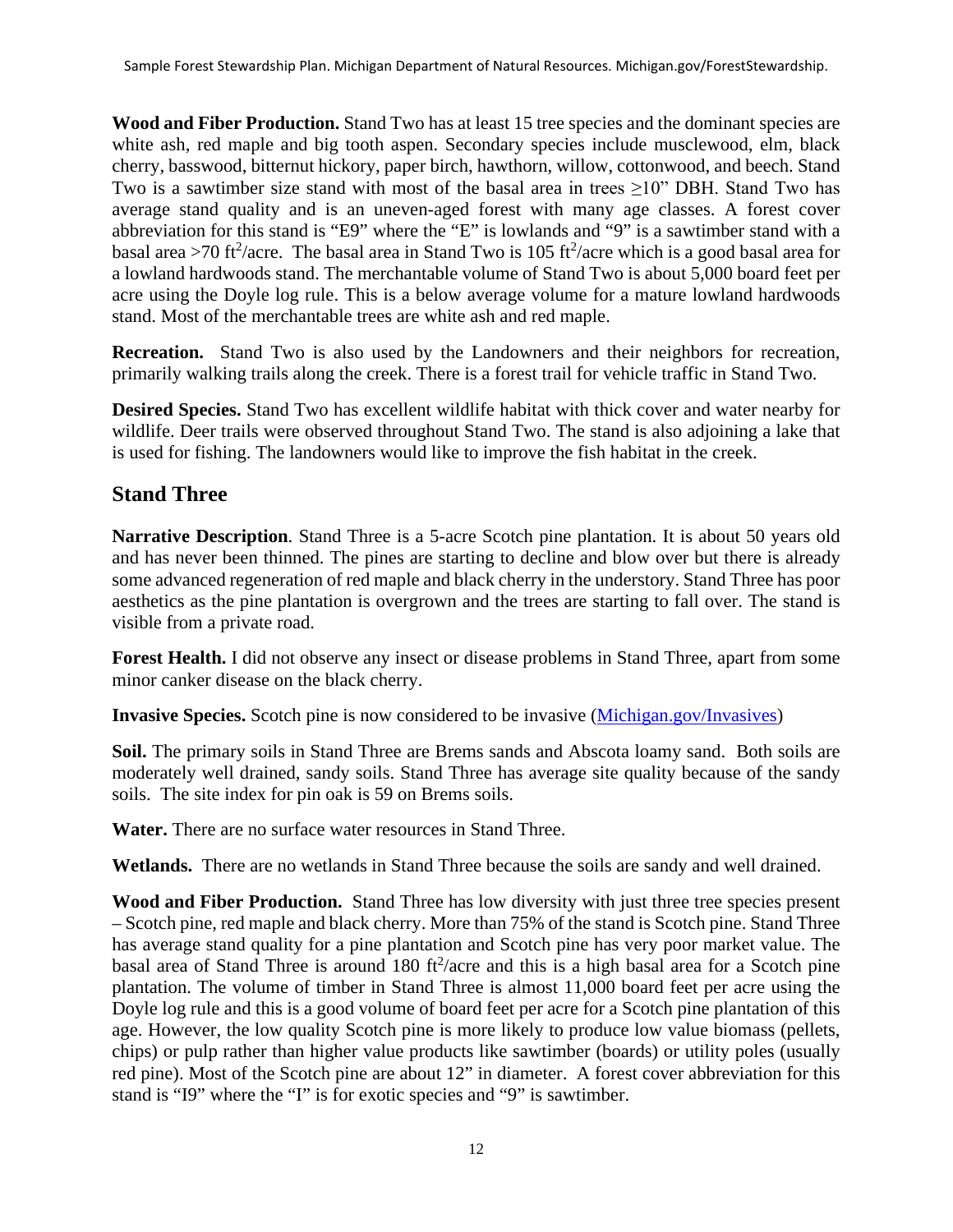**Wood and Fiber Production.** Stand Two has at least 15 tree species and the dominant species are white ash, red maple and big tooth aspen. Secondary species include musclewood, elm, black cherry, basswood, bitternut hickory, paper birch, hawthorn, willow, cottonwood, and beech. Stand Two is a sawtimber size stand with most of the basal area in trees ≥10" DBH. Stand Two has average stand quality and is an uneven-aged forest with many age classes. A forest cover abbreviation for this stand is "E9" where the "E" is lowlands and "9" is a sawtimber stand with a basal area >70 $ft^2$/acre. The basal area in Stand Two is 105 $ft^2$/acre which is a good basal area for a lowland hardwoods stand. The merchantable volume of Stand Two is about 5,000 board feet per acre using the Doyle log rule. This is a below average volume for a mature lowland hardwoods stand. Most of the merchantable trees are white ash and red maple.

**Recreation.** Stand Two is also used by the Landowners and their neighbors for recreation, primarily walking trails along the creek. There is a forest trail for vehicle traffic in Stand Two.

**Desired Species.** Stand Two has excellent wildlife habitat with thick cover and water nearby for wildlife. Deer trails were observed throughout Stand Two. The stand is also adjoining a lake that is used for fishing. The landowners would like to improve the fish habitat in the creek.

## Stand Three

**Narrative Description**. Stand Three is a 5-acre Scotch pine plantation. It is about 50 years old and has never been thinned. The pines are starting to decline and blow over but there is already some advanced regeneration of red maple and black cherry in the understory. Stand Three has poor aesthetics as the pine plantation is overgrown and the trees are starting to fall over. The stand is visible from a private road.

**Forest Health.** I did not observe any insect or disease problems in Stand Three, apart from some minor canker disease on the black cherry.

**Invasive Species.** Scotch pine is now considered to be invasive ([Michigan.gov/Invasives](Michigan.gov/Invasives))

**Soil.** The primary soils in Stand Three are Brems sands and Abscota loamy sand. Both soils are moderately well drained, sandy soils. Stand Three has average site quality because of the sandy soils. The site index for pin oak is 59 on Brems soils.

**Water.** There are no surface water resources in Stand Three.

**Wetlands.** There are no wetlands in Stand Three because the soils are sandy and well drained.

**Wood and Fiber Production.** Stand Three has low diversity with just three tree species present – Scotch pine, red maple and black cherry. More than 75% of the stand is Scotch pine. Stand Three has average stand quality for a pine plantation and Scotch pine has very poor market value. The basal area of Stand Three is around 180 $ft^2$/acre and this is a high basal area for a Scotch pine plantation. The volume of timber in Stand Three is almost 11,000 board feet per acre using the Doyle log rule and this is a good volume of board feet per acre for a Scotch pine plantation of this age. However, the low quality Scotch pine is more likely to produce low value biomass (pellets, chips) or pulp rather than higher value products like sawtimber (boards) or utility poles (usually red pine). Most of the Scotch pine are about 12" in diameter. A forest cover abbreviation for this stand is "I9" where the "I" is for exotic species and "9" is sawtimber.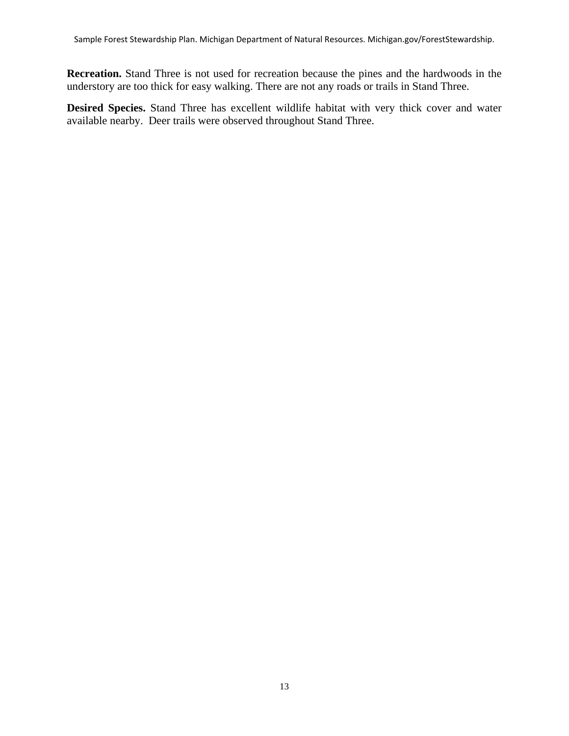**Recreation.** Stand Three is not used for recreation because the pines and the hardwoods in the understory are too thick for easy walking. There are not any roads or trails in Stand Three.

**Desired Species.** Stand Three has excellent wildlife habitat with very thick cover and water available nearby. Deer trails were observed throughout Stand Three.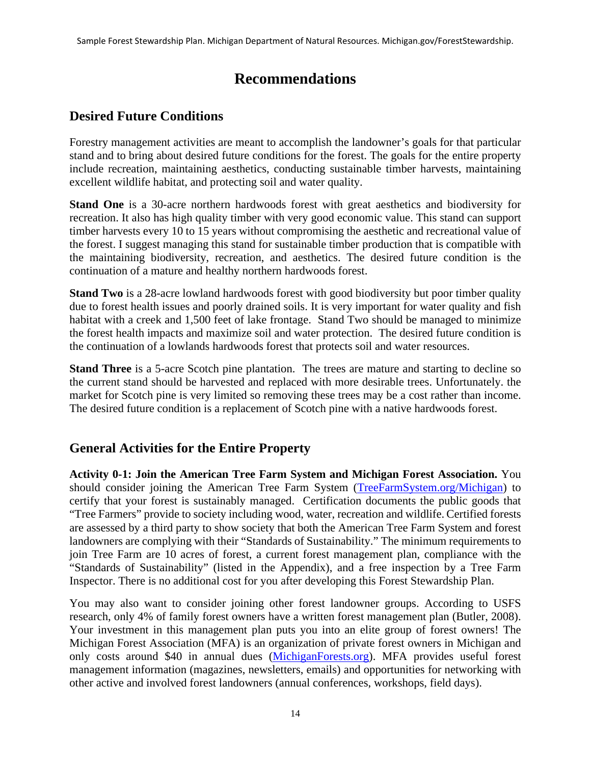# Recommendations

## Desired Future Conditions

Forestry management activities are meant to accomplish the landowner's goals for that particular stand and to bring about desired future conditions for the forest. The goals for the entire property include recreation, maintaining aesthetics, conducting sustainable timber harvests, maintaining excellent wildlife habitat, and protecting soil and water quality.

**Stand One** is a 30-acre northern hardwoods forest with great aesthetics and biodiversity for recreation. It also has high quality timber with very good economic value. This stand can support timber harvests every 10 to 15 years without compromising the aesthetic and recreational value of the forest. I suggest managing this stand for sustainable timber production that is compatible with the maintaining biodiversity, recreation, and aesthetics. The desired future condition is the continuation of a mature and healthy northern hardwoods forest.

**Stand Two** is a 28-acre lowland hardwoods forest with good biodiversity but poor timber quality due to forest health issues and poorly drained soils. It is very important for water quality and fish habitat with a creek and 1,500 feet of lake frontage. Stand Two should be managed to minimize the forest health impacts and maximize soil and water protection. The desired future condition is the continuation of a lowlands hardwoods forest that protects soil and water resources.

**Stand Three** is a 5-acre Scotch pine plantation. The trees are mature and starting to decline so the current stand should be harvested and replaced with more desirable trees. Unfortunately. the market for Scotch pine is very limited so removing these trees may be a cost rather than income. The desired future condition is a replacement of Scotch pine with a native hardwoods forest.

## General Activities for the Entire Property

**Activity 0-1: Join the American Tree Farm System and Michigan Forest Association.** You should consider joining the American Tree Farm System (TreeFarmSystem.org/Michigan) to certify that your forest is sustainably managed. Certification documents the public goods that "Tree Farmers" provide to society including wood, water, recreation and wildlife. Certified forests are assessed by a third party to show society that both the American Tree Farm System and forest landowners are complying with their "Standards of Sustainability." The minimum requirements to join Tree Farm are 10 acres of forest, a current forest management plan, compliance with the "Standards of Sustainability" (listed in the Appendix), and a free inspection by a Tree Farm Inspector. There is no additional cost for you after developing this Forest Stewardship Plan.

You may also want to consider joining other forest landowner groups. According to USFS research, only 4% of family forest owners have a written forest management plan (Butler, 2008). Your investment in this management plan puts you into an elite group of forest owners! The Michigan Forest Association (MFA) is an organization of private forest owners in Michigan and only costs around $40 in annual dues (MichiganForests.org). MFA provides useful forest management information (magazines, newsletters, emails) and opportunities for networking with other active and involved forest landowners (annual conferences, workshops, field days).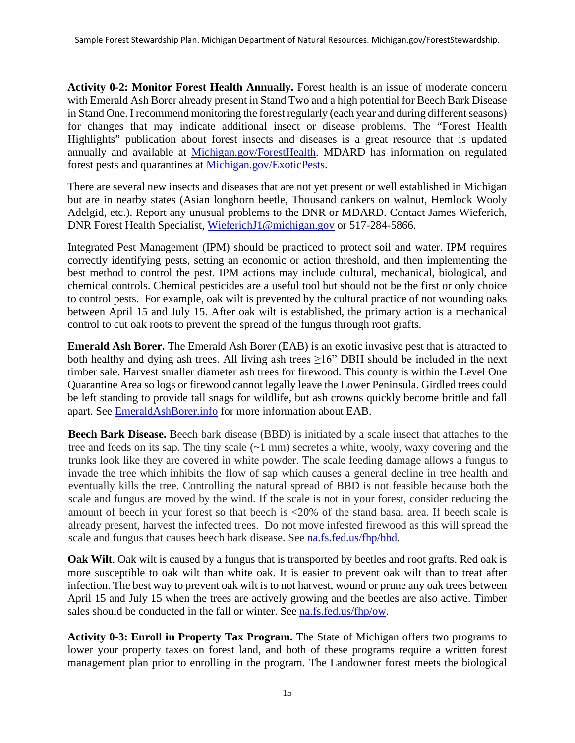**Activity 0-2: Monitor Forest Health Annually.** Forest health is an issue of moderate concern with Emerald Ash Borer already present in Stand Two and a high potential for Beech Bark Disease in Stand One. I recommend monitoring the forest regularly (each year and during different seasons) for changes that may indicate additional insect or disease problems. The "Forest Health Highlights" publication about forest insects and diseases is a great resource that is updated annually and available at Michigan.gov/ForestHealth. MDARD has information on regulated forest pests and quarantines at Michigan.gov/ExoticPests.

There are several new insects and diseases that are not yet present or well established in Michigan but are in nearby states (Asian longhorn beetle, Thousand cankers on walnut, Hemlock Wooly Adelgid, etc.). Report any unusual problems to the DNR or MDARD. Contact James Wieferich, DNR Forest Health Specialist, WieferichJ1@michigan.gov or 517-284-5866.

Integrated Pest Management (IPM) should be practiced to protect soil and water. IPM requires correctly identifying pests, setting an economic or action threshold, and then implementing the best method to control the pest. IPM actions may include cultural, mechanical, biological, and chemical controls. Chemical pesticides are a useful tool but should not be the first or only choice to control pests. For example, oak wilt is prevented by the cultural practice of not wounding oaks between April 15 and July 15. After oak wilt is established, the primary action is a mechanical control to cut oak roots to prevent the spread of the fungus through root grafts.

**Emerald Ash Borer.** The Emerald Ash Borer (EAB) is an exotic invasive pest that is attracted to both healthy and dying ash trees. All living ash trees ≥16" DBH should be included in the next timber sale. Harvest smaller diameter ash trees for firewood. This county is within the Level One Quarantine Area so logs or firewood cannot legally leave the Lower Peninsula. Girdled trees could be left standing to provide tall snags for wildlife, but ash crowns quickly become brittle and fall apart. See EmeraldAshBorer.info for more information about EAB.

**Beech Bark Disease.** Beech bark disease (BBD) is initiated by a scale insect that attaches to the tree and feeds on its sap. The tiny scale (~1 mm) secretes a white, wooly, waxy covering and the trunks look like they are covered in white powder. The scale feeding damage allows a fungus to invade the tree which inhibits the flow of sap which causes a general decline in tree health and eventually kills the tree. Controlling the natural spread of BBD is not feasible because both the scale and fungus are moved by the wind. If the scale is not in your forest, consider reducing the amount of beech in your forest so that beech is <20% of the stand basal area. If beech scale is already present, harvest the infected trees. Do not move infested firewood as this will spread the scale and fungus that causes beech bark disease. See na.fs.fed.us/fhp/bbd.

**Oak Wilt**. Oak wilt is caused by a fungus that is transported by beetles and root grafts. Red oak is more susceptible to oak wilt than white oak. It is easier to prevent oak wilt than to treat after infection. The best way to prevent oak wilt is to not harvest, wound or prune any oak trees between April 15 and July 15 when the trees are actively growing and the beetles are also active. Timber sales should be conducted in the fall or winter. See na.fs.fed.us/fhp/ow.

**Activity 0-3: Enroll in Property Tax Program.** The State of Michigan offers two programs to lower your property taxes on forest land, and both of these programs require a written forest management plan prior to enrolling in the program. The Landowner forest meets the biological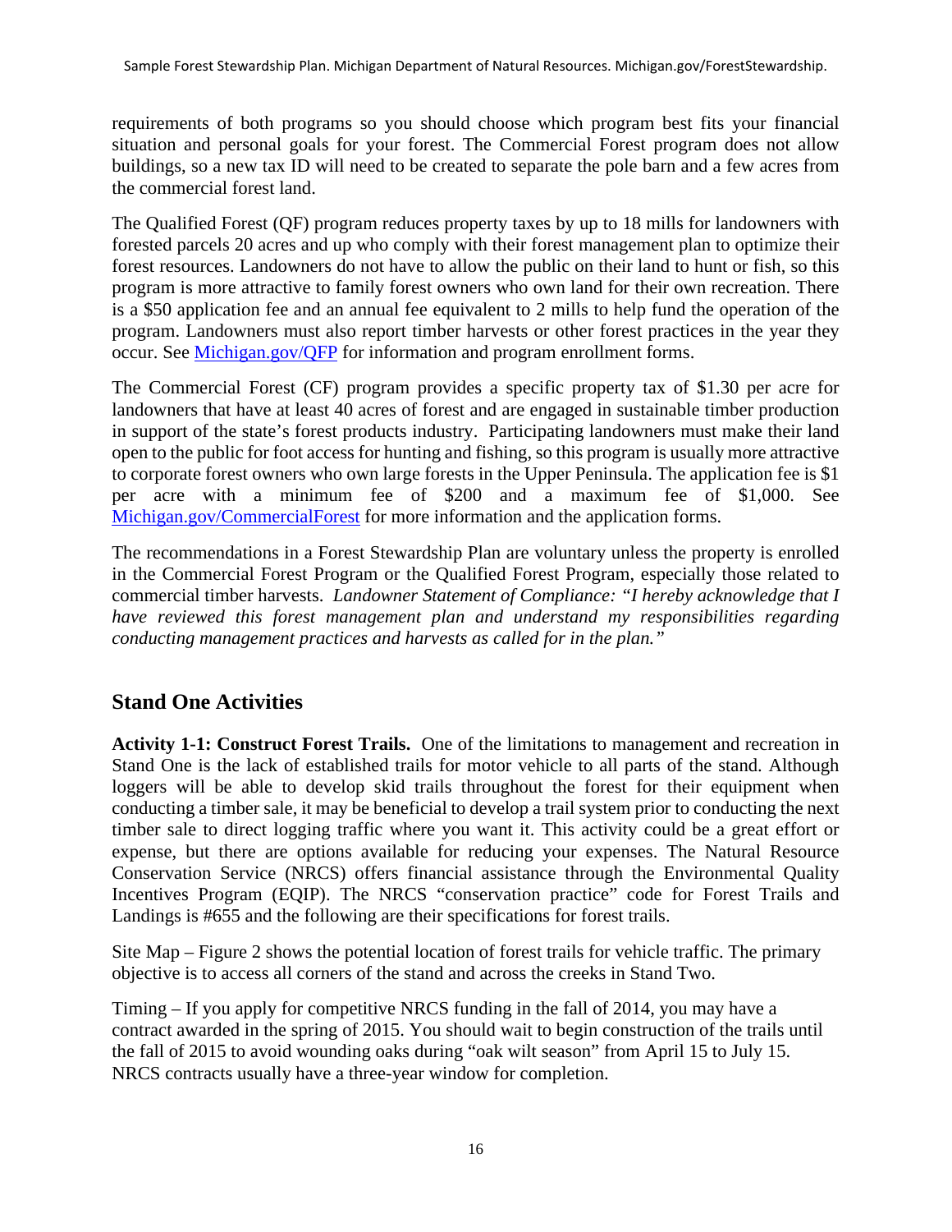requirements of both programs so you should choose which program best fits your financial situation and personal goals for your forest. The Commercial Forest program does not allow buildings, so a new tax ID will need to be created to separate the pole barn and a few acres from the commercial forest land.

The Qualified Forest (QF) program reduces property taxes by up to 18 mills for landowners with forested parcels 20 acres and up who comply with their forest management plan to optimize their forest resources. Landowners do not have to allow the public on their land to hunt or fish, so this program is more attractive to family forest owners who own land for their own recreation. There is a $50 application fee and an annual fee equivalent to 2 mills to help fund the operation of the program. Landowners must also report timber harvests or other forest practices in the year they occur. See [Michigan.gov/QFP](Michigan.gov/QFP) for information and program enrollment forms.

The Commercial Forest (CF) program provides a specific property tax of $1.30 per acre for landowners that have at least 40 acres of forest and are engaged in sustainable timber production in support of the state's forest products industry. Participating landowners must make their land open to the public for foot access for hunting and fishing, so this program is usually more attractive to corporate forest owners who own large forests in the Upper Peninsula. The application fee is $1 per acre with a minimum fee of $200 and a maximum fee of $1,000. See [Michigan.gov/CommercialForest](Michigan.gov/CommercialForest) for more information and the application forms.

The recommendations in a Forest Stewardship Plan are voluntary unless the property is enrolled in the Commercial Forest Program or the Qualified Forest Program, especially those related to commercial timber harvests. *Landowner Statement of Compliance: "I hereby acknowledge that I have reviewed this forest management plan and understand my responsibilities regarding conducting management practices and harvests as called for in the plan."*

## Stand One Activities

**Activity 1-1: Construct Forest Trails.** One of the limitations to management and recreation in Stand One is the lack of established trails for motor vehicle to all parts of the stand. Although loggers will be able to develop skid trails throughout the forest for their equipment when conducting a timber sale, it may be beneficial to develop a trail system prior to conducting the next timber sale to direct logging traffic where you want it. This activity could be a great effort or expense, but there are options available for reducing your expenses. The Natural Resource Conservation Service (NRCS) offers financial assistance through the Environmental Quality Incentives Program (EQIP). The NRCS "conservation practice" code for Forest Trails and Landings is #655 and the following are their specifications for forest trails.

Site Map – Figure 2 shows the potential location of forest trails for vehicle traffic. The primary objective is to access all corners of the stand and across the creeks in Stand Two.

Timing – If you apply for competitive NRCS funding in the fall of 2014, you may have a contract awarded in the spring of 2015. You should wait to begin construction of the trails until the fall of 2015 to avoid wounding oaks during "oak wilt season" from April 15 to July 15. NRCS contracts usually have a three-year window for completion.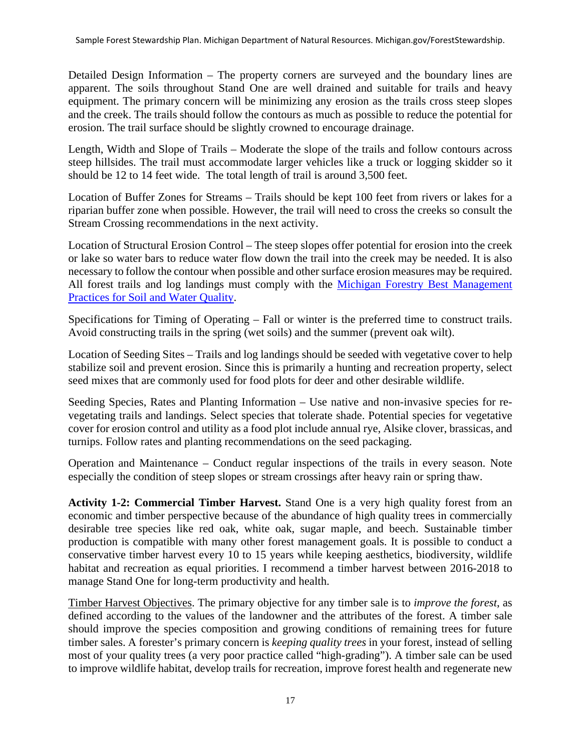Detailed Design Information – The property corners are surveyed and the boundary lines are apparent. The soils throughout Stand One are well drained and suitable for trails and heavy equipment. The primary concern will be minimizing any erosion as the trails cross steep slopes and the creek. The trails should follow the contours as much as possible to reduce the potential for erosion. The trail surface should be slightly crowned to encourage drainage.

Length, Width and Slope of Trails – Moderate the slope of the trails and follow contours across steep hillsides. The trail must accommodate larger vehicles like a truck or logging skidder so it should be 12 to 14 feet wide. The total length of trail is around 3,500 feet.

Location of Buffer Zones for Streams – Trails should be kept 100 feet from rivers or lakes for a riparian buffer zone when possible. However, the trail will need to cross the creeks so consult the Stream Crossing recommendations in the next activity.

Location of Structural Erosion Control – The steep slopes offer potential for erosion into the creek or lake so water bars to reduce water flow down the trail into the creek may be needed. It is also necessary to follow the contour when possible and other surface erosion measures may be required. All forest trails and log landings must comply with the Michigan Forestry Best Management Practices for Soil and Water Quality.

Specifications for Timing of Operating – Fall or winter is the preferred time to construct trails. Avoid constructing trails in the spring (wet soils) and the summer (prevent oak wilt).

Location of Seeding Sites – Trails and log landings should be seeded with vegetative cover to help stabilize soil and prevent erosion. Since this is primarily a hunting and recreation property, select seed mixes that are commonly used for food plots for deer and other desirable wildlife.

Seeding Species, Rates and Planting Information – Use native and non-invasive species for re-vegetating trails and landings. Select species that tolerate shade. Potential species for vegetative cover for erosion control and utility as a food plot include annual rye, Alsike clover, brassicas, and turnips. Follow rates and planting recommendations on the seed packaging.

Operation and Maintenance – Conduct regular inspections of the trails in every season. Note especially the condition of steep slopes or stream crossings after heavy rain or spring thaw.

**Activity 1-2: Commercial Timber Harvest.** Stand One is a very high quality forest from an economic and timber perspective because of the abundance of high quality trees in commercially desirable tree species like red oak, white oak, sugar maple, and beech. Sustainable timber production is compatible with many other forest management goals. It is possible to conduct a conservative timber harvest every 10 to 15 years while keeping aesthetics, biodiversity, wildlife habitat and recreation as equal priorities. I recommend a timber harvest between 2016-2018 to manage Stand One for long-term productivity and health.

Timber Harvest Objectives. The primary objective for any timber sale is to *improve the forest*, as defined according to the values of the landowner and the attributes of the forest. A timber sale should improve the species composition and growing conditions of remaining trees for future timber sales. A forester's primary concern is *keeping quality trees* in your forest, instead of selling most of your quality trees (a very poor practice called "high-grading"). A timber sale can be used to improve wildlife habitat, develop trails for recreation, improve forest health and regenerate new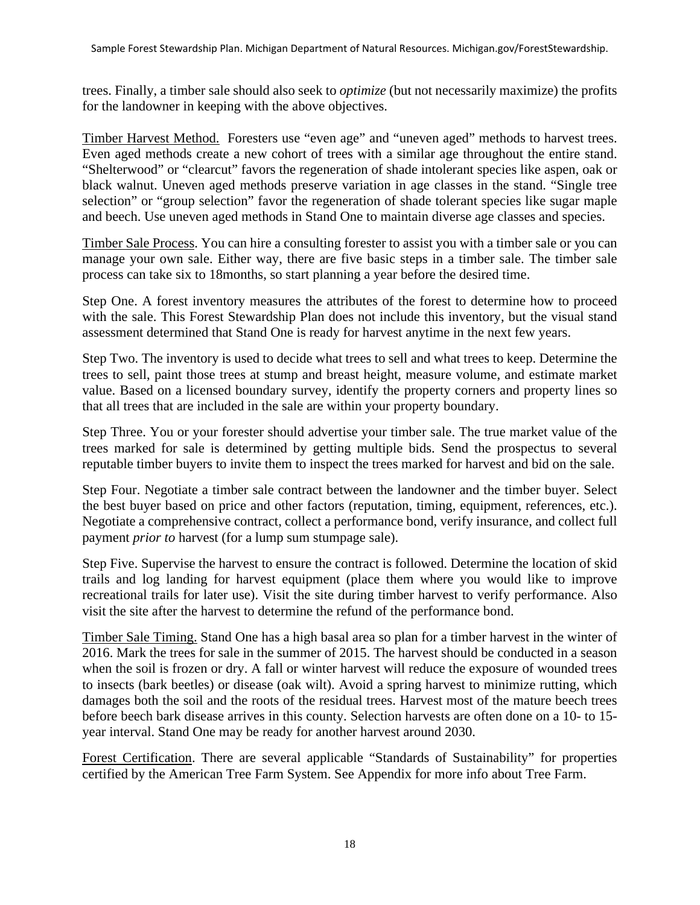trees. Finally, a timber sale should also seek to *optimize* (but not necessarily maximize) the profits for the landowner in keeping with the above objectives.

<u>Timber Harvest Method.</u> Foresters use "even age" and "uneven aged" methods to harvest trees. Even aged methods create a new cohort of trees with a similar age throughout the entire stand. "Shelterwood" or "clearcut" favors the regeneration of shade intolerant species like aspen, oak or black walnut. Uneven aged methods preserve variation in age classes in the stand. "Single tree selection" or "group selection" favor the regeneration of shade tolerant species like sugar maple and beech. Use uneven aged methods in Stand One to maintain diverse age classes and species.

<u>Timber Sale Process</u>. You can hire a consulting forester to assist you with a timber sale or you can manage your own sale. Either way, there are five basic steps in a timber sale. The timber sale process can take six to 18months, so start planning a year before the desired time.

Step One. A forest inventory measures the attributes of the forest to determine how to proceed with the sale. This Forest Stewardship Plan does not include this inventory, but the visual stand assessment determined that Stand One is ready for harvest anytime in the next few years.

Step Two. The inventory is used to decide what trees to sell and what trees to keep. Determine the trees to sell, paint those trees at stump and breast height, measure volume, and estimate market value. Based on a licensed boundary survey, identify the property corners and property lines so that all trees that are included in the sale are within your property boundary.

Step Three. You or your forester should advertise your timber sale. The true market value of the trees marked for sale is determined by getting multiple bids. Send the prospectus to several reputable timber buyers to invite them to inspect the trees marked for harvest and bid on the sale.

Step Four. Negotiate a timber sale contract between the landowner and the timber buyer. Select the best buyer based on price and other factors (reputation, timing, equipment, references, etc.). Negotiate a comprehensive contract, collect a performance bond, verify insurance, and collect full payment *prior to* harvest (for a lump sum stumpage sale).

Step Five. Supervise the harvest to ensure the contract is followed. Determine the location of skid trails and log landing for harvest equipment (place them where you would like to improve recreational trails for later use). Visit the site during timber harvest to verify performance. Also visit the site after the harvest to determine the refund of the performance bond.

<u>Timber Sale Timing.</u> Stand One has a high basal area so plan for a timber harvest in the winter of 2016. Mark the trees for sale in the summer of 2015. The harvest should be conducted in a season when the soil is frozen or dry. A fall or winter harvest will reduce the exposure of wounded trees to insects (bark beetles) or disease (oak wilt). Avoid a spring harvest to minimize rutting, which damages both the soil and the roots of the residual trees. Harvest most of the mature beech trees before beech bark disease arrives in this county. Selection harvests are often done on a 10- to 15-year interval. Stand One may be ready for another harvest around 2030.

<u>Forest Certification</u>. There are several applicable "Standards of Sustainability" for properties certified by the American Tree Farm System. See Appendix for more info about Tree Farm.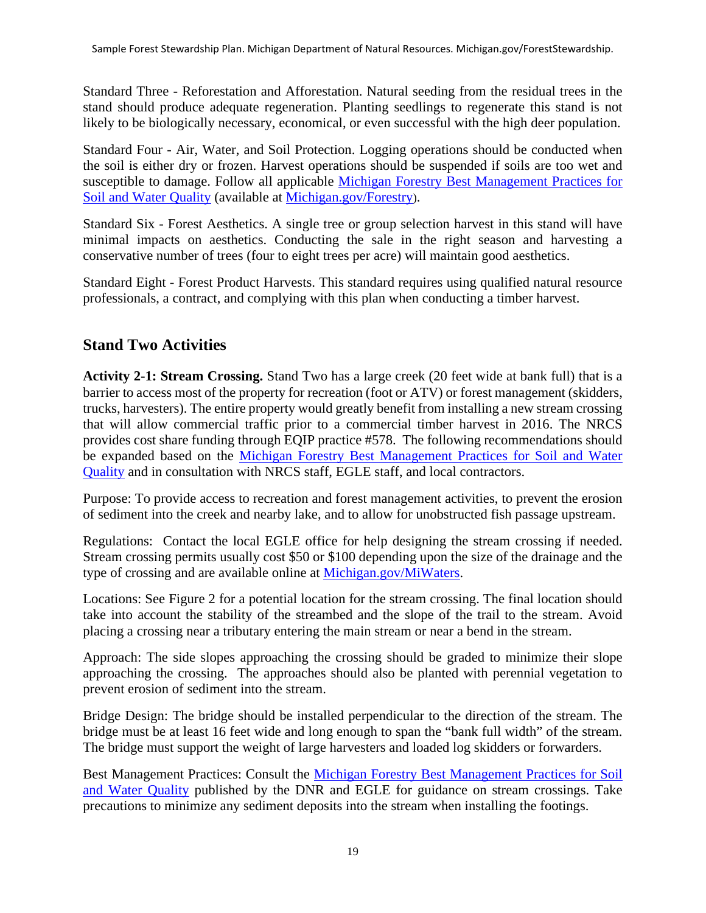Standard Three - Reforestation and Afforestation. Natural seeding from the residual trees in the stand should produce adequate regeneration. Planting seedlings to regenerate this stand is not likely to be biologically necessary, economical, or even successful with the high deer population.

Standard Four - Air, Water, and Soil Protection. Logging operations should be conducted when the soil is either dry or frozen. Harvest operations should be suspended if soils are too wet and susceptible to damage. Follow all applicable Michigan Forestry Best Management Practices for Soil and Water Quality (available at Michigan.gov/Forestry).

Standard Six - Forest Aesthetics. A single tree or group selection harvest in this stand will have minimal impacts on aesthetics. Conducting the sale in the right season and harvesting a conservative number of trees (four to eight trees per acre) will maintain good aesthetics.

Standard Eight - Forest Product Harvests. This standard requires using qualified natural resource professionals, a contract, and complying with this plan when conducting a timber harvest.

## Stand Two Activities

**Activity 2-1: Stream Crossing.** Stand Two has a large creek (20 feet wide at bank full) that is a barrier to access most of the property for recreation (foot or ATV) or forest management (skidders, trucks, harvesters). The entire property would greatly benefit from installing a new stream crossing that will allow commercial traffic prior to a commercial timber harvest in 2016. The NRCS provides cost share funding through EQIP practice #578. The following recommendations should be expanded based on the Michigan Forestry Best Management Practices for Soil and Water Quality and in consultation with NRCS staff, EGLE staff, and local contractors.

Purpose: To provide access to recreation and forest management activities, to prevent the erosion of sediment into the creek and nearby lake, and to allow for unobstructed fish passage upstream.

Regulations: Contact the local EGLE office for help designing the stream crossing if needed. Stream crossing permits usually cost $50 or $100 depending upon the size of the drainage and the type of crossing and are available online at Michigan.gov/MiWaters.

Locations: See Figure 2 for a potential location for the stream crossing. The final location should take into account the stability of the streambed and the slope of the trail to the stream. Avoid placing a crossing near a tributary entering the main stream or near a bend in the stream.

Approach: The side slopes approaching the crossing should be graded to minimize their slope approaching the crossing. The approaches should also be planted with perennial vegetation to prevent erosion of sediment into the stream.

Bridge Design: The bridge should be installed perpendicular to the direction of the stream. The bridge must be at least 16 feet wide and long enough to span the "bank full width" of the stream. The bridge must support the weight of large harvesters and loaded log skidders or forwarders.

Best Management Practices: Consult the Michigan Forestry Best Management Practices for Soil and Water Quality published by the DNR and EGLE for guidance on stream crossings. Take precautions to minimize any sediment deposits into the stream when installing the footings.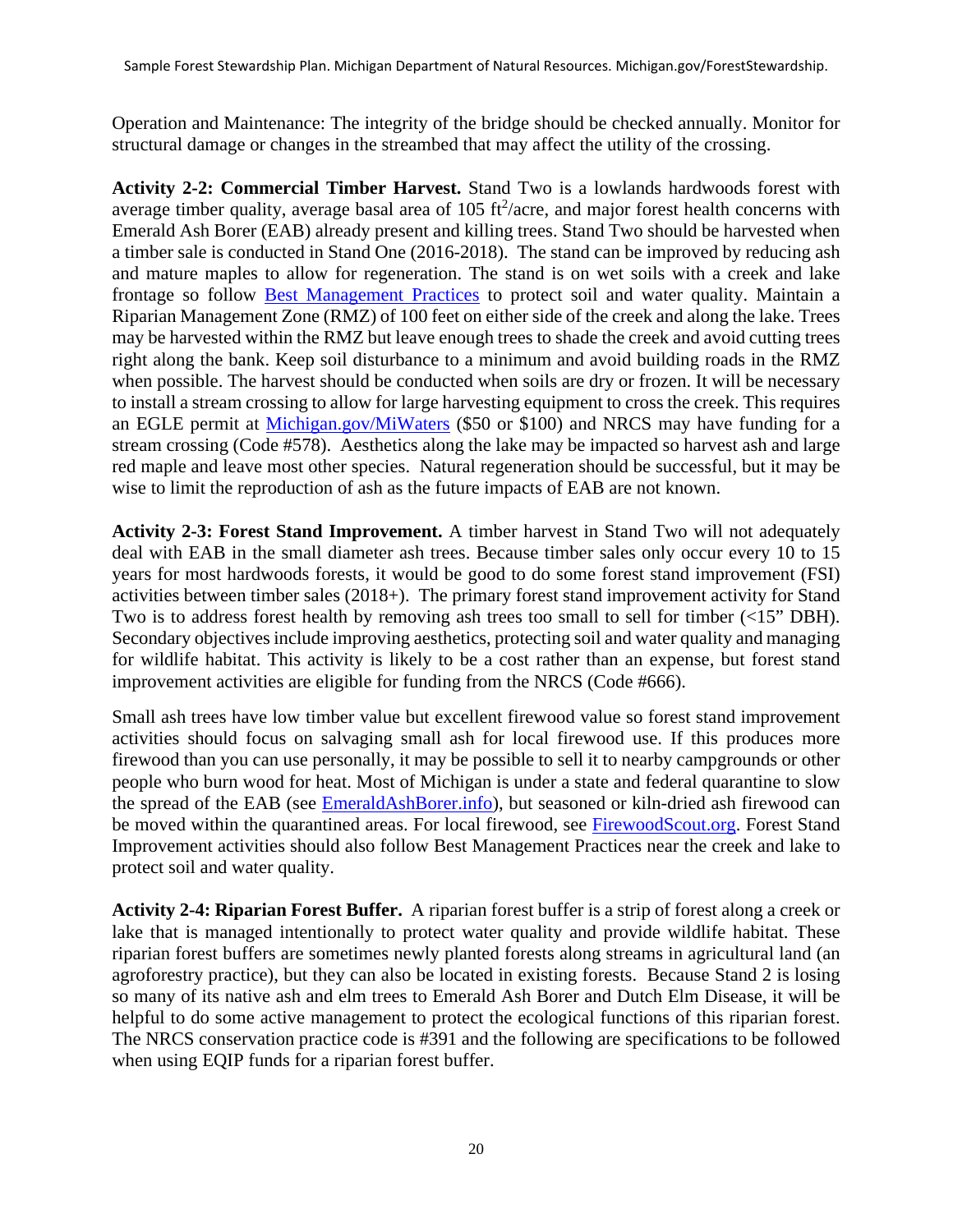Operation and Maintenance: The integrity of the bridge should be checked annually. Monitor for structural damage or changes in the streambed that may affect the utility of the crossing.

**Activity 2-2: Commercial Timber Harvest.** Stand Two is a lowlands hardwoods forest with average timber quality, average basal area of 105 $ft^2$/acre, and major forest health concerns with Emerald Ash Borer (EAB) already present and killing trees. Stand Two should be harvested when a timber sale is conducted in Stand One (2016-2018). The stand can be improved by reducing ash and mature maples to allow for regeneration. The stand is on wet soils with a creek and lake frontage so follow Best Management Practices to protect soil and water quality. Maintain a Riparian Management Zone (RMZ) of 100 feet on either side of the creek and along the lake. Trees may be harvested within the RMZ but leave enough trees to shade the creek and avoid cutting trees right along the bank. Keep soil disturbance to a minimum and avoid building roads in the RMZ when possible. The harvest should be conducted when soils are dry or frozen. It will be necessary to install a stream crossing to allow for large harvesting equipment to cross the creek. This requires an EGLE permit at Michigan.gov/MiWaters ($50 or $100) and NRCS may have funding for a stream crossing (Code #578). Aesthetics along the lake may be impacted so harvest ash and large red maple and leave most other species. Natural regeneration should be successful, but it may be wise to limit the reproduction of ash as the future impacts of EAB are not known.

**Activity 2-3: Forest Stand Improvement.** A timber harvest in Stand Two will not adequately deal with EAB in the small diameter ash trees. Because timber sales only occur every 10 to 15 years for most hardwoods forests, it would be good to do some forest stand improvement (FSI) activities between timber sales (2018+). The primary forest stand improvement activity for Stand Two is to address forest health by removing ash trees too small to sell for timber (<15" DBH). Secondary objectives include improving aesthetics, protecting soil and water quality and managing for wildlife habitat. This activity is likely to be a cost rather than an expense, but forest stand improvement activities are eligible for funding from the NRCS (Code #666).

Small ash trees have low timber value but excellent firewood value so forest stand improvement activities should focus on salvaging small ash for local firewood use. If this produces more firewood than you can use personally, it may be possible to sell it to nearby campgrounds or other people who burn wood for heat. Most of Michigan is under a state and federal quarantine to slow the spread of the EAB (see EmeraldAshBorer.info), but seasoned or kiln-dried ash firewood can be moved within the quarantined areas. For local firewood, see FirewoodScout.org. Forest Stand Improvement activities should also follow Best Management Practices near the creek and lake to protect soil and water quality.

**Activity 2-4: Riparian Forest Buffer.** A riparian forest buffer is a strip of forest along a creek or lake that is managed intentionally to protect water quality and provide wildlife habitat. These riparian forest buffers are sometimes newly planted forests along streams in agricultural land (an agroforestry practice), but they can also be located in existing forests. Because Stand 2 is losing so many of its native ash and elm trees to Emerald Ash Borer and Dutch Elm Disease, it will be helpful to do some active management to protect the ecological functions of this riparian forest. The NRCS conservation practice code is #391 and the following are specifications to be followed when using EQIP funds for a riparian forest buffer.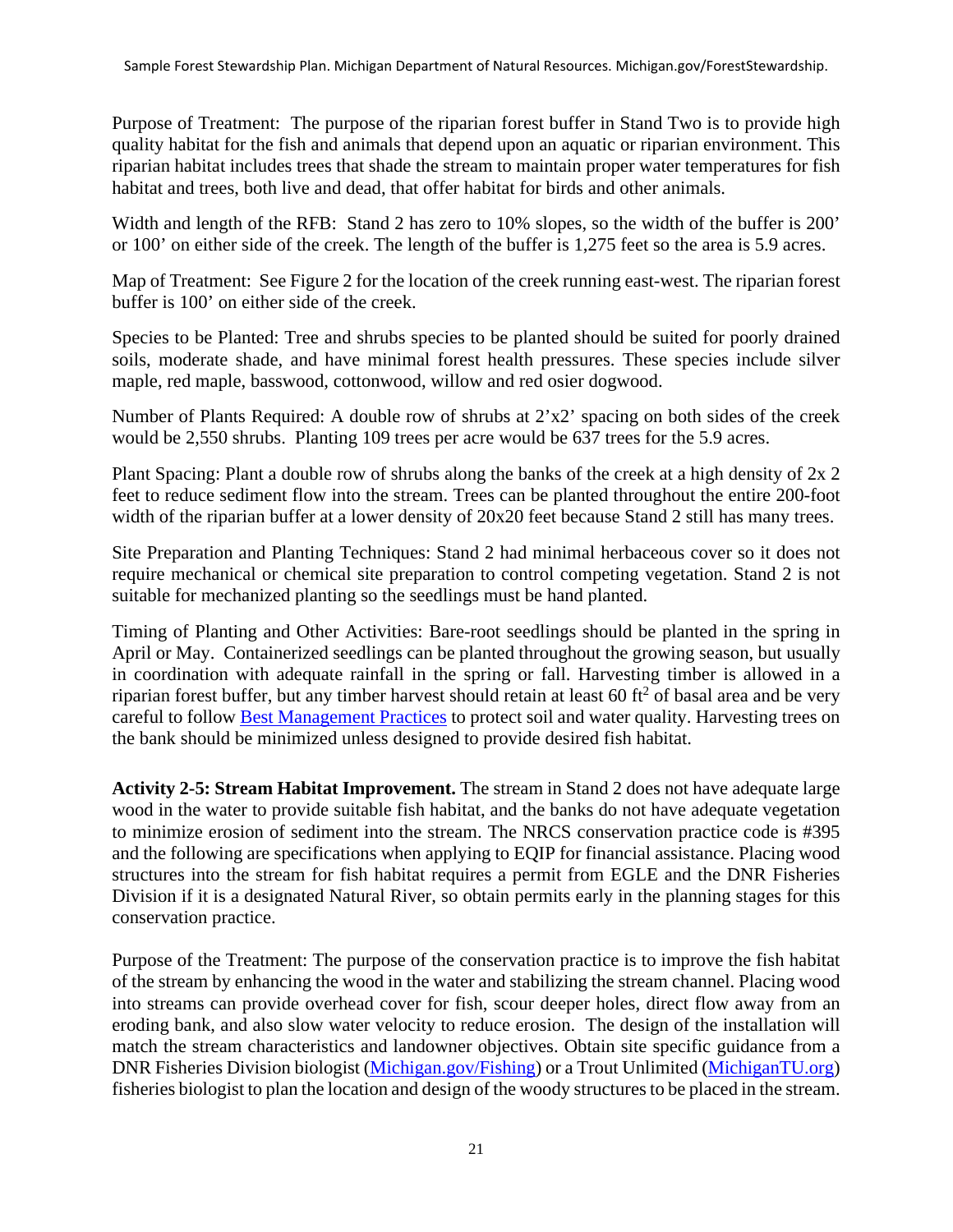Purpose of Treatment: The purpose of the riparian forest buffer in Stand Two is to provide high quality habitat for the fish and animals that depend upon an aquatic or riparian environment. This riparian habitat includes trees that shade the stream to maintain proper water temperatures for fish habitat and trees, both live and dead, that offer habitat for birds and other animals.

Width and length of the RFB: Stand 2 has zero to 10% slopes, so the width of the buffer is 200' or 100' on either side of the creek. The length of the buffer is 1,275 feet so the area is 5.9 acres.

Map of Treatment: See Figure 2 for the location of the creek running east-west. The riparian forest buffer is 100' on either side of the creek.

Species to be Planted: Tree and shrubs species to be planted should be suited for poorly drained soils, moderate shade, and have minimal forest health pressures. These species include silver maple, red maple, basswood, cottonwood, willow and red osier dogwood.

Number of Plants Required: A double row of shrubs at 2'x2' spacing on both sides of the creek would be 2,550 shrubs. Planting 109 trees per acre would be 637 trees for the 5.9 acres.

Plant Spacing: Plant a double row of shrubs along the banks of the creek at a high density of 2x 2 feet to reduce sediment flow into the stream. Trees can be planted throughout the entire 200-foot width of the riparian buffer at a lower density of 20x20 feet because Stand 2 still has many trees.

Site Preparation and Planting Techniques: Stand 2 had minimal herbaceous cover so it does not require mechanical or chemical site preparation to control competing vegetation. Stand 2 is not suitable for mechanized planting so the seedlings must be hand planted.

Timing of Planting and Other Activities: Bare-root seedlings should be planted in the spring in April or May. Containerized seedlings can be planted throughout the growing season, but usually in coordination with adequate rainfall in the spring or fall. Harvesting timber is allowed in a riparian forest buffer, but any timber harvest should retain at least 60 $ft^2$ of basal area and be very careful to follow Best Management Practices to protect soil and water quality. Harvesting trees on the bank should be minimized unless designed to provide desired fish habitat.

**Activity 2-5: Stream Habitat Improvement.** The stream in Stand 2 does not have adequate large wood in the water to provide suitable fish habitat, and the banks do not have adequate vegetation to minimize erosion of sediment into the stream. The NRCS conservation practice code is #395 and the following are specifications when applying to EQIP for financial assistance. Placing wood structures into the stream for fish habitat requires a permit from EGLE and the DNR Fisheries Division if it is a designated Natural River, so obtain permits early in the planning stages for this conservation practice.

Purpose of the Treatment: The purpose of the conservation practice is to improve the fish habitat of the stream by enhancing the wood in the water and stabilizing the stream channel. Placing wood into streams can provide overhead cover for fish, scour deeper holes, direct flow away from an eroding bank, and also slow water velocity to reduce erosion. The design of the installation will match the stream characteristics and landowner objectives. Obtain site specific guidance from a DNR Fisheries Division biologist (Michigan.gov/Fishing) or a Trout Unlimited (MichiganTU.org) fisheries biologist to plan the location and design of the woody structures to be placed in the stream.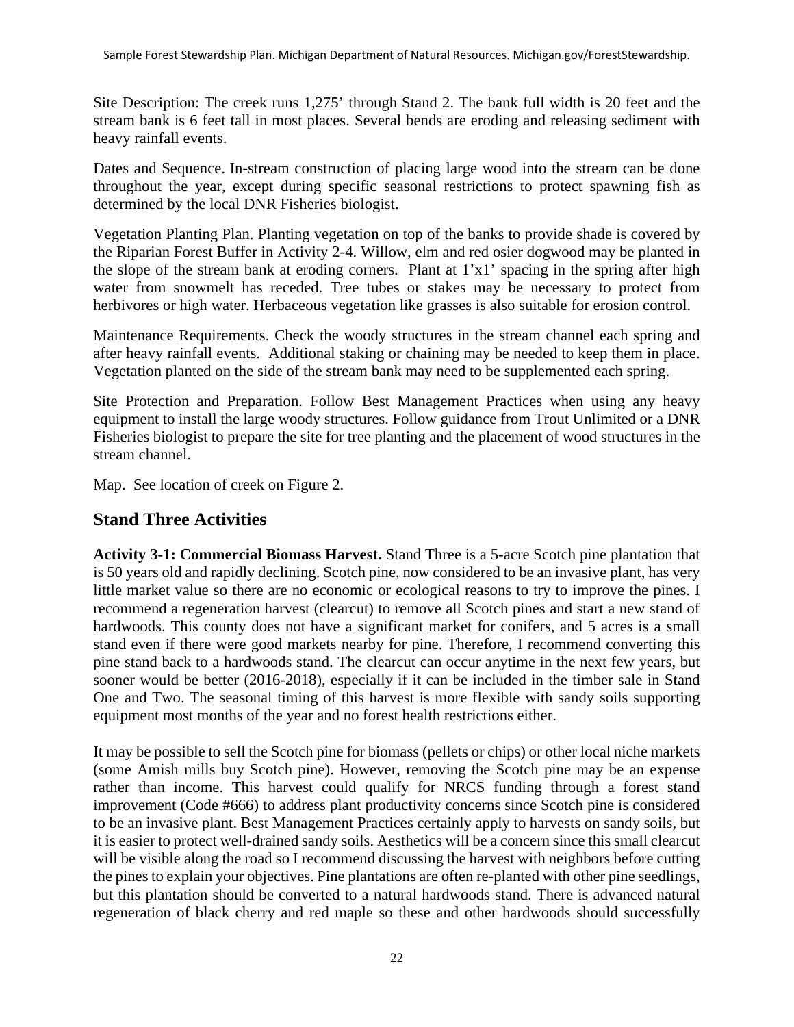Site Description: The creek runs 1,275' through Stand 2. The bank full width is 20 feet and the stream bank is 6 feet tall in most places. Several bends are eroding and releasing sediment with heavy rainfall events.

Dates and Sequence. In-stream construction of placing large wood into the stream can be done throughout the year, except during specific seasonal restrictions to protect spawning fish as determined by the local DNR Fisheries biologist.

Vegetation Planting Plan. Planting vegetation on top of the banks to provide shade is covered by the Riparian Forest Buffer in Activity 2-4. Willow, elm and red osier dogwood may be planted in the slope of the stream bank at eroding corners. Plant at 1'x1' spacing in the spring after high water from snowmelt has receded. Tree tubes or stakes may be necessary to protect from herbivores or high water. Herbaceous vegetation like grasses is also suitable for erosion control.

Maintenance Requirements. Check the woody structures in the stream channel each spring and after heavy rainfall events. Additional staking or chaining may be needed to keep them in place. Vegetation planted on the side of the stream bank may need to be supplemented each spring.

Site Protection and Preparation. Follow Best Management Practices when using any heavy equipment to install the large woody structures. Follow guidance from Trout Unlimited or a DNR Fisheries biologist to prepare the site for tree planting and the placement of wood structures in the stream channel.

Map. See location of creek on Figure 2.

## Stand Three Activities

**Activity 3-1: Commercial Biomass Harvest.** Stand Three is a 5-acre Scotch pine plantation that is 50 years old and rapidly declining. Scotch pine, now considered to be an invasive plant, has very little market value so there are no economic or ecological reasons to try to improve the pines. I recommend a regeneration harvest (clearcut) to remove all Scotch pines and start a new stand of hardwoods. This county does not have a significant market for conifers, and 5 acres is a small stand even if there were good markets nearby for pine. Therefore, I recommend converting this pine stand back to a hardwoods stand. The clearcut can occur anytime in the next few years, but sooner would be better (2016-2018), especially if it can be included in the timber sale in Stand One and Two. The seasonal timing of this harvest is more flexible with sandy soils supporting equipment most months of the year and no forest health restrictions either.

It may be possible to sell the Scotch pine for biomass (pellets or chips) or other local niche markets (some Amish mills buy Scotch pine). However, removing the Scotch pine may be an expense rather than income. This harvest could qualify for NRCS funding through a forest stand improvement (Code #666) to address plant productivity concerns since Scotch pine is considered to be an invasive plant. Best Management Practices certainly apply to harvests on sandy soils, but it is easier to protect well-drained sandy soils. Aesthetics will be a concern since this small clearcut will be visible along the road so I recommend discussing the harvest with neighbors before cutting the pines to explain your objectives. Pine plantations are often re-planted with other pine seedlings, but this plantation should be converted to a natural hardwoods stand. There is advanced natural regeneration of black cherry and red maple so these and other hardwoods should successfully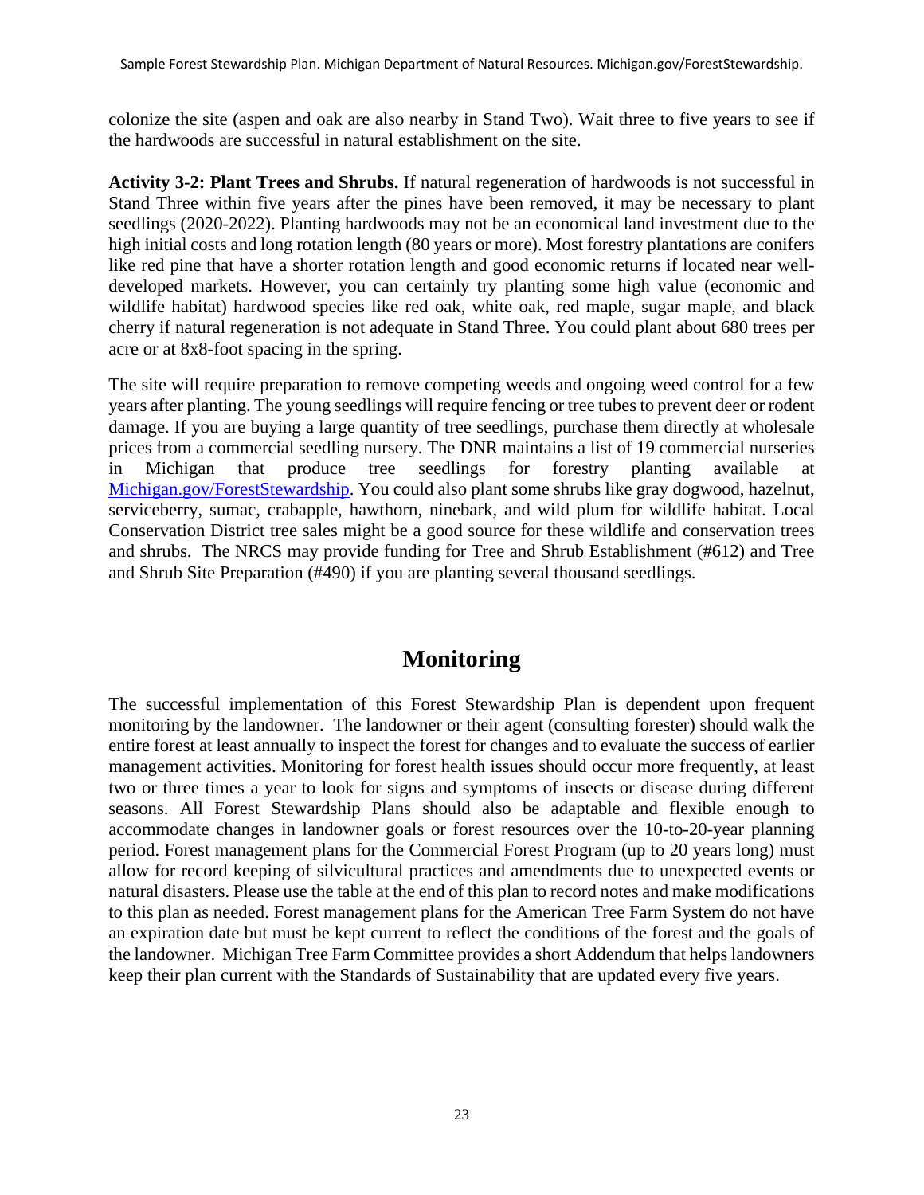colonize the site (aspen and oak are also nearby in Stand Two). Wait three to five years to see if the hardwoods are successful in natural establishment on the site.

**Activity 3-2: Plant Trees and Shrubs.** If natural regeneration of hardwoods is not successful in Stand Three within five years after the pines have been removed, it may be necessary to plant seedlings (2020-2022). Planting hardwoods may not be an economical land investment due to the high initial costs and long rotation length (80 years or more). Most forestry plantations are conifers like red pine that have a shorter rotation length and good economic returns if located near well-developed markets. However, you can certainly try planting some high value (economic and wildlife habitat) hardwood species like red oak, white oak, red maple, sugar maple, and black cherry if natural regeneration is not adequate in Stand Three. You could plant about 680 trees per acre or at 8x8-foot spacing in the spring.

The site will require preparation to remove competing weeds and ongoing weed control for a few years after planting. The young seedlings will require fencing or tree tubes to prevent deer or rodent damage. If you are buying a large quantity of tree seedlings, purchase them directly at wholesale prices from a commercial seedling nursery. The DNR maintains a list of 19 commercial nurseries in Michigan that produce tree seedlings for forestry planting available at [Michigan.gov/ForestStewardship](Michigan.gov/ForestStewardship). You could also plant some shrubs like gray dogwood, hazelnut, serviceberry, sumac, crabapple, hawthorn, ninebark, and wild plum for wildlife habitat. Local Conservation District tree sales might be a good source for these wildlife and conservation trees and shrubs. The NRCS may provide funding for Tree and Shrub Establishment (#612) and Tree and Shrub Site Preparation (#490) if you are planting several thousand seedlings.

# Monitoring

The successful implementation of this Forest Stewardship Plan is dependent upon frequent monitoring by the landowner. The landowner or their agent (consulting forester) should walk the entire forest at least annually to inspect the forest for changes and to evaluate the success of earlier management activities. Monitoring for forest health issues should occur more frequently, at least two or three times a year to look for signs and symptoms of insects or disease during different seasons. All Forest Stewardship Plans should also be adaptable and flexible enough to accommodate changes in landowner goals or forest resources over the 10-to-20-year planning period. Forest management plans for the Commercial Forest Program (up to 20 years long) must allow for record keeping of silvicultural practices and amendments due to unexpected events or natural disasters. Please use the table at the end of this plan to record notes and make modifications to this plan as needed. Forest management plans for the American Tree Farm System do not have an expiration date but must be kept current to reflect the conditions of the forest and the goals of the landowner. Michigan Tree Farm Committee provides a short Addendum that helps landowners keep their plan current with the Standards of Sustainability that are updated every five years.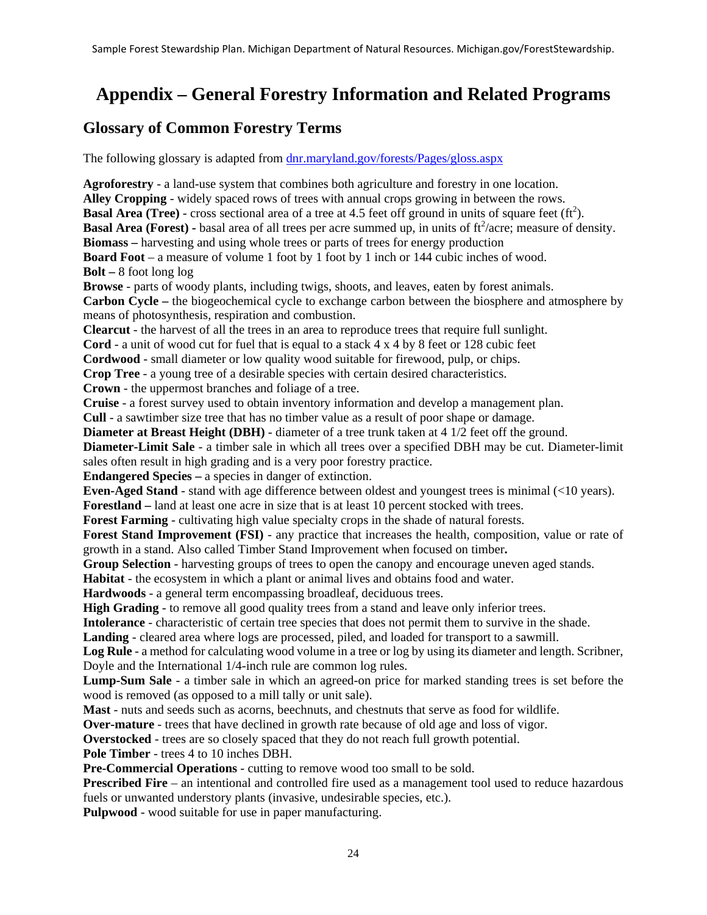# Appendix – General Forestry Information and Related Programs

## Glossary of Common Forestry Terms

The following glossary is adapted from [dnr.maryland.gov/forests/Pages/gloss.aspx](dnr.maryland.gov/forests/Pages/gloss.aspx)

**Agroforestry** - a land-use system that combines both agriculture and forestry in one location.
**Alley Cropping** - widely spaced rows of trees with annual crops growing in between the rows.
**Basal Area (Tree)** - cross sectional area of a tree at 4.5 feet off ground in units of square feet ($ft^2$).
**Basal Area (Forest)** - basal area of all trees per acre summed up, in units of $ft^2$/acre; measure of density.
**Biomass –** harvesting and using whole trees or parts of trees for energy production
**Board Foot** – a measure of volume 1 foot by 1 foot by 1 inch or 144 cubic inches of wood.
**Bolt –** 8 foot long log
**Browse** - parts of woody plants, including twigs, shoots, and leaves, eaten by forest animals.
**Carbon Cycle –** the biogeochemical cycle to exchange carbon between the biosphere and atmosphere by means of photosynthesis, respiration and combustion.
**Clearcut** - the harvest of all the trees in an area to reproduce trees that require full sunlight.
**Cord** - a unit of wood cut for fuel that is equal to a stack 4 x 4 by 8 feet or 128 cubic feet
**Cordwood** - small diameter or low quality wood suitable for firewood, pulp, or chips.
**Crop Tree** - a young tree of a desirable species with certain desired characteristics.
**Crown** - the uppermost branches and foliage of a tree.
**Cruise** - a forest survey used to obtain inventory information and develop a management plan.
**Cull** - a sawtimber size tree that has no timber value as a result of poor shape or damage.
**Diameter at Breast Height (DBH)** - diameter of a tree trunk taken at 4 1/2 feet off the ground.
**Diameter-Limit Sale** - a timber sale in which all trees over a specified DBH may be cut. Diameter-limit sales often result in high grading and is a very poor forestry practice.
**Endangered Species –** a species in danger of extinction.
**Even-Aged Stand** - stand with age difference between oldest and youngest trees is minimal (<10 years).
**Forestland –** land at least one acre in size that is at least 10 percent stocked with trees.
**Forest Farming** - cultivating high value specialty crops in the shade of natural forests.
**Forest Stand Improvement (FSI)** - any practice that increases the health, composition, value or rate of growth in a stand. Also called Timber Stand Improvement when focused on timber**.**
**Group Selection** - harvesting groups of trees to open the canopy and encourage uneven aged stands.
**Habitat** - the ecosystem in which a plant or animal lives and obtains food and water.
**Hardwoods** - a general term encompassing broadleaf, deciduous trees.
**High Grading** - to remove all good quality trees from a stand and leave only inferior trees.
**Intolerance** - characteristic of certain tree species that does not permit them to survive in the shade.
**Landing** - cleared area where logs are processed, piled, and loaded for transport to a sawmill.
**Log Rule** - a method for calculating wood volume in a tree or log by using its diameter and length. Scribner, Doyle and the International 1/4-inch rule are common log rules.
**Lump-Sum Sale** - a timber sale in which an agreed-on price for marked standing trees is set before the wood is removed (as opposed to a mill tally or unit sale).
**Mast** - nuts and seeds such as acorns, beechnuts, and chestnuts that serve as food for wildlife.
**Over-mature** - trees that have declined in growth rate because of old age and loss of vigor.
**Overstocked** - trees are so closely spaced that they do not reach full growth potential.
**Pole Timber** - trees 4 to 10 inches DBH.
**Pre-Commercial Operations** - cutting to remove wood too small to be sold.
**Prescribed Fire** – an intentional and controlled fire used as a management tool used to reduce hazardous fuels or unwanted understory plants (invasive, undesirable species, etc.).
**Pulpwood** - wood suitable for use in paper manufacturing.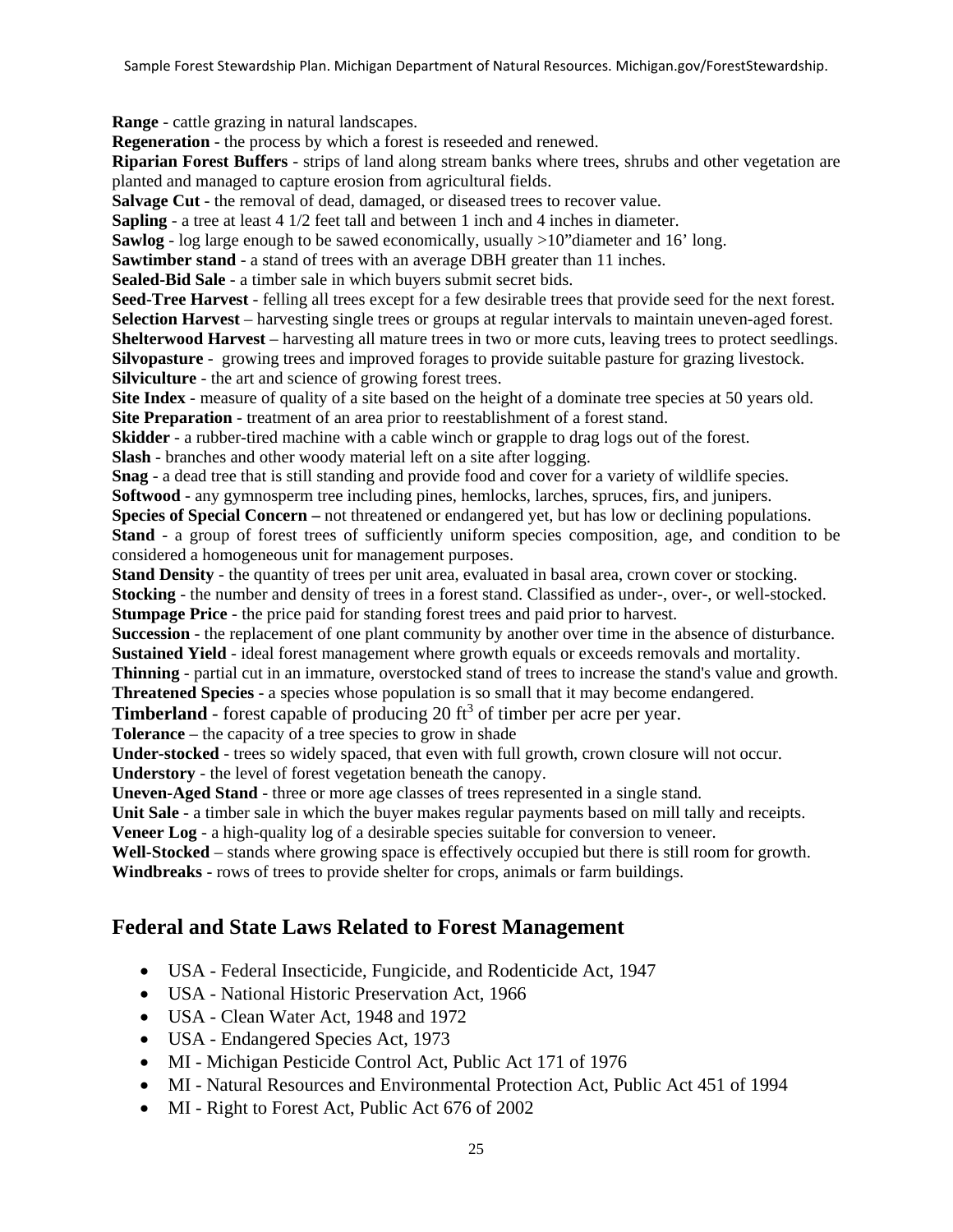**Range** - cattle grazing in natural landscapes.
**Regeneration** - the process by which a forest is reseeded and renewed.
**Riparian Forest Buffers** - strips of land along stream banks where trees, shrubs and other vegetation are planted and managed to capture erosion from agricultural fields.
**Salvage Cut** - the removal of dead, damaged, or diseased trees to recover value.
**Sapling** - a tree at least 4 1/2 feet tall and between 1 inch and 4 inches in diameter.
**Sawlog** - log large enough to be sawed economically, usually >10"diameter and 16' long.
**Sawtimber stand** - a stand of trees with an average DBH greater than 11 inches.
**Sealed-Bid Sale** - a timber sale in which buyers submit secret bids.
**Seed-Tree Harvest** - felling all trees except for a few desirable trees that provide seed for the next forest.
**Selection Harvest** – harvesting single trees or groups at regular intervals to maintain uneven-aged forest.
**Shelterwood Harvest** – harvesting all mature trees in two or more cuts, leaving trees to protect seedlings.
**Silvopasture** - growing trees and improved forages to provide suitable pasture for grazing livestock.
**Silviculture** - the art and science of growing forest trees.
**Site Index** - measure of quality of a site based on the height of a dominate tree species at 50 years old.
**Site Preparation** - treatment of an area prior to reestablishment of a forest stand.
**Skidder** - a rubber-tired machine with a cable winch or grapple to drag logs out of the forest.
**Slash** - branches and other woody material left on a site after logging.
**Snag** - a dead tree that is still standing and provide food and cover for a variety of wildlife species.
**Softwood** - any gymnosperm tree including pines, hemlocks, larches, spruces, firs, and junipers.
**Species of Special Concern –** not threatened or endangered yet, but has low or declining populations.
**Stand** - a group of forest trees of sufficiently uniform species composition, age, and condition to be considered a homogeneous unit for management purposes.
**Stand Density** - the quantity of trees per unit area, evaluated in basal area, crown cover or stocking.
**Stocking** - the number and density of trees in a forest stand. Classified as under-, over-, or well-stocked.
**Stumpage Price** - the price paid for standing forest trees and paid prior to harvest.
**Succession** - the replacement of one plant community by another over time in the absence of disturbance.
**Sustained Yield** - ideal forest management where growth equals or exceeds removals and mortality.
**Thinning** - partial cut in an immature, overstocked stand of trees to increase the stand's value and growth.
**Threatened Species** - a species whose population is so small that it may become endangered.
**Timberland** - forest capable of producing 20 $ft^3$ of timber per acre per year.
**Tolerance** – the capacity of a tree species to grow in shade
**Under-stocked** - trees so widely spaced, that even with full growth, crown closure will not occur.
**Understory** - the level of forest vegetation beneath the canopy.
**Uneven-Aged Stand** - three or more age classes of trees represented in a single stand.
**Unit Sale** - a timber sale in which the buyer makes regular payments based on mill tally and receipts.
**Veneer Log** - a high-quality log of a desirable species suitable for conversion to veneer.
**Well-Stocked** – stands where growing space is effectively occupied but there is still room for growth.
**Windbreaks** - rows of trees to provide shelter for crops, animals or farm buildings.

## Federal and State Laws Related to Forest Management

- USA - Federal Insecticide, Fungicide, and Rodenticide Act, 1947
- USA - National Historic Preservation Act, 1966
- USA - Clean Water Act, 1948 and 1972
- USA - Endangered Species Act, 1973
- MI - Michigan Pesticide Control Act, Public Act 171 of 1976
- MI - Natural Resources and Environmental Protection Act, Public Act 451 of 1994
- MI - Right to Forest Act, Public Act 676 of 2002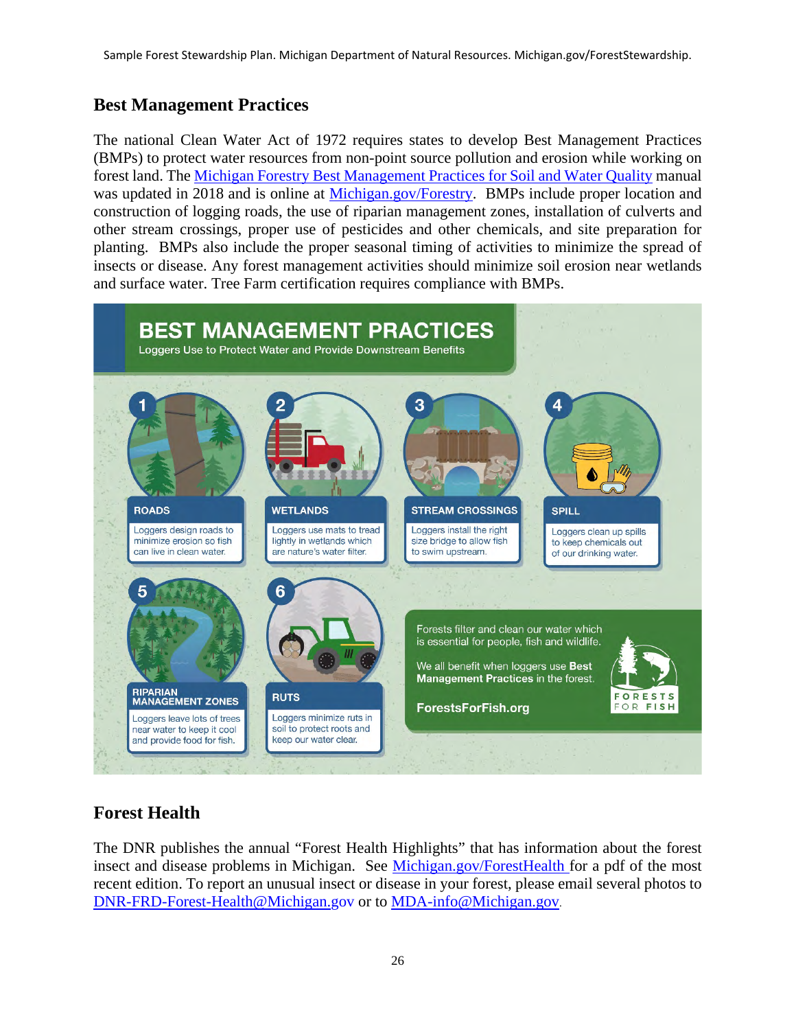## Best Management Practices

The national Clean Water Act of 1972 requires states to develop Best Management Practices (BMPs) to protect water resources from non-point source pollution and erosion while working on forest land. The [Michigan Forestry Best Management Practices for Soil and Water Quality](Michigan.gov/Forestry) manual was updated in 2018 and is online at [Michigan.gov/Forestry](Michigan.gov/Forestry). BMPs include proper location and construction of logging roads, the use of riparian management zones, installation of culverts and other stream crossings, proper use of pesticides and other chemicals, and site preparation for planting. BMPs also include the proper seasonal timing of activities to minimize the spread of insects or disease. Any forest management activities should minimize soil erosion near wetlands and surface water. Tree Farm certification requires compliance with BMPs.

**BEST MANAGEMENT PRACTICES**
Loggers Use to Protect Water and Provide Downstream Benefits

1. **ROADS** – Loggers design roads to minimize erosion so fish can live in clean water.
2. **WETLANDS** – Loggers use mats to tread lightly in wetlands which are nature's water filter.
3. **STREAM CROSSINGS** – Loggers install the right size bridge to allow fish to swim upstream.
4. **SPILL** – Loggers clean up spills to keep chemicals out of our drinking water.
5. **RIPARIAN MANAGEMENT ZONES** – Loggers leave lots of trees near water to keep it cool and provide food for fish.
6. **RUTS** – Loggers minimize ruts in soil to protect roots and keep our water clear.

Forests filter and clean our water which is essential for people, fish and wildlife.

We all benefit when loggers use **Best Management Practices** in the forest.

**ForestsForFish.org**

FORESTS FOR FISH

## Forest Health

The DNR publishes the annual "Forest Health Highlights" that has information about the forest insect and disease problems in Michigan. See [Michigan.gov/ForestHealth](Michigan.gov/ForestHealth) for a pdf of the most recent edition. To report an unusual insect or disease in your forest, please email several photos to [DNR-FRD-Forest-Health@Michigan.gov](mailto:DNR-FRD-Forest-Health@Michigan.gov) or to [MDA-info@Michigan.gov](mailto:MDA-info@Michigan.gov).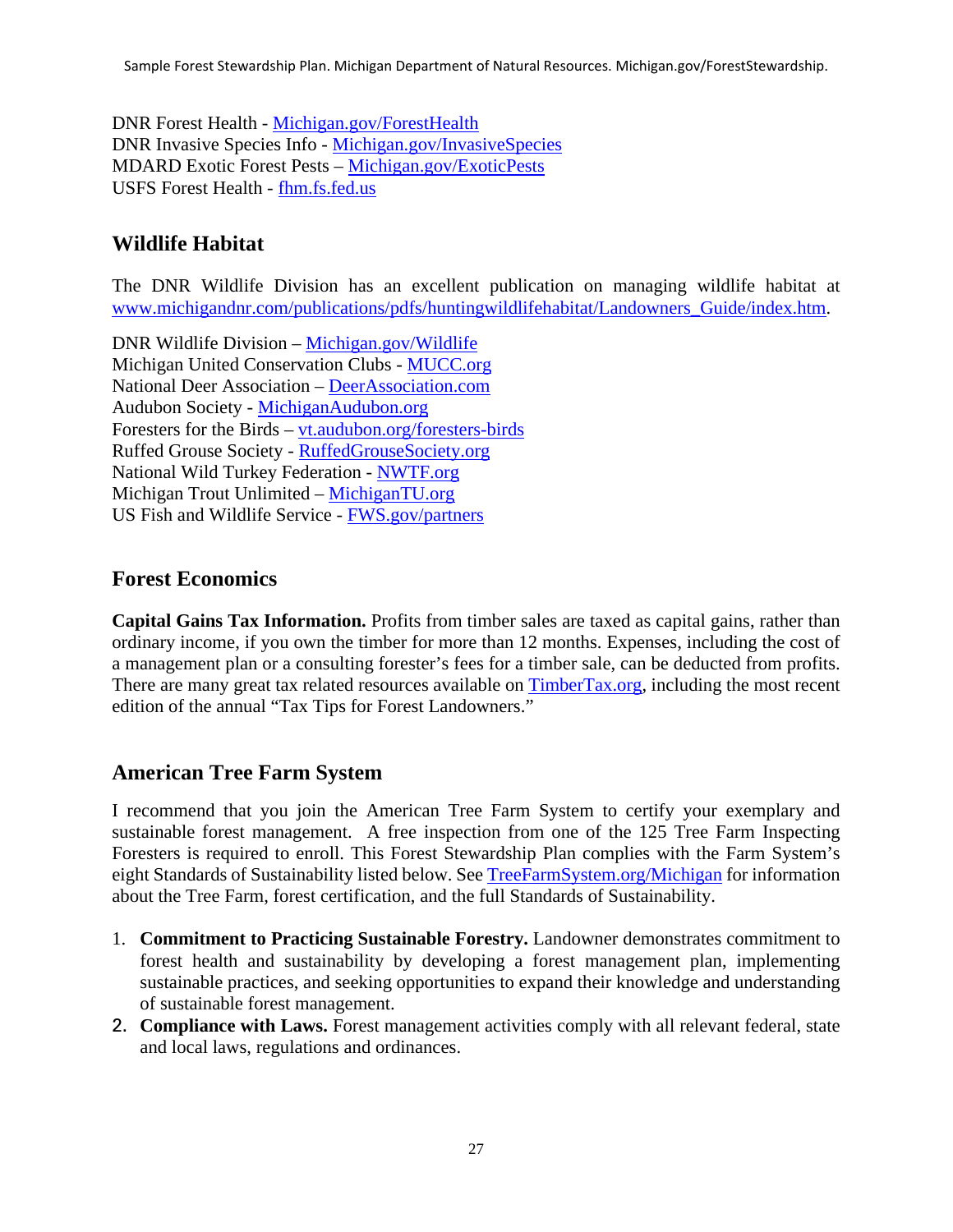DNR Forest Health - Michigan.gov/ForestHealth
DNR Invasive Species Info - Michigan.gov/InvasiveSpecies
MDARD Exotic Forest Pests – Michigan.gov/ExoticPests
USFS Forest Health - fhm.fs.fed.us

## Wildlife Habitat

The DNR Wildlife Division has an excellent publication on managing wildlife habitat at www.michigandnr.com/publications/pdfs/huntingwildlifehabitat/Landowners_Guide/index.htm.

DNR Wildlife Division – Michigan.gov/Wildlife
Michigan United Conservation Clubs - MUCC.org
National Deer Association – DeerAssociation.com
Audubon Society - MichiganAudubon.org
Foresters for the Birds – vt.audubon.org/foresters-birds
Ruffed Grouse Society - RuffedGrouseSociety.org
National Wild Turkey Federation - NWTF.org
Michigan Trout Unlimited – MichiganTU.org
US Fish and Wildlife Service - FWS.gov/partners

## Forest Economics

**Capital Gains Tax Information.** Profits from timber sales are taxed as capital gains, rather than ordinary income, if you own the timber for more than 12 months. Expenses, including the cost of a management plan or a consulting forester's fees for a timber sale, can be deducted from profits. There are many great tax related resources available on TimberTax.org, including the most recent edition of the annual "Tax Tips for Forest Landowners."

## American Tree Farm System

I recommend that you join the American Tree Farm System to certify your exemplary and sustainable forest management. A free inspection from one of the 125 Tree Farm Inspecting Foresters is required to enroll. This Forest Stewardship Plan complies with the Farm System's eight Standards of Sustainability listed below. See TreeFarmSystem.org/Michigan for information about the Tree Farm, forest certification, and the full Standards of Sustainability.

1. **Commitment to Practicing Sustainable Forestry.** Landowner demonstrates commitment to forest health and sustainability by developing a forest management plan, implementing sustainable practices, and seeking opportunities to expand their knowledge and understanding of sustainable forest management.
2. **Compliance with Laws.** Forest management activities comply with all relevant federal, state and local laws, regulations and ordinances.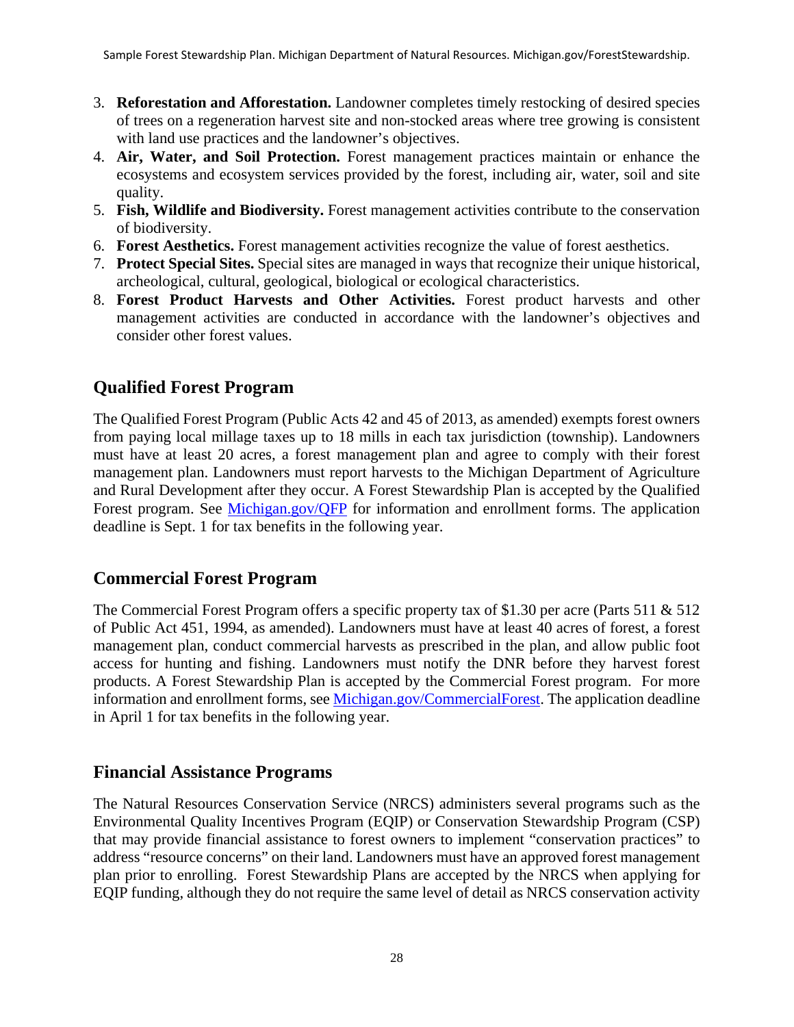3. **Reforestation and Afforestation.** Landowner completes timely restocking of desired species of trees on a regeneration harvest site and non-stocked areas where tree growing is consistent with land use practices and the landowner's objectives.
4. **Air, Water, and Soil Protection.** Forest management practices maintain or enhance the ecosystems and ecosystem services provided by the forest, including air, water, soil and site quality.
5. **Fish, Wildlife and Biodiversity.** Forest management activities contribute to the conservation of biodiversity.
6. **Forest Aesthetics.** Forest management activities recognize the value of forest aesthetics.
7. **Protect Special Sites.** Special sites are managed in ways that recognize their unique historical, archeological, cultural, geological, biological or ecological characteristics.
8. **Forest Product Harvests and Other Activities.** Forest product harvests and other management activities are conducted in accordance with the landowner's objectives and consider other forest values.

## Qualified Forest Program

The Qualified Forest Program (Public Acts 42 and 45 of 2013, as amended) exempts forest owners from paying local millage taxes up to 18 mills in each tax jurisdiction (township). Landowners must have at least 20 acres, a forest management plan and agree to comply with their forest management plan. Landowners must report harvests to the Michigan Department of Agriculture and Rural Development after they occur. A Forest Stewardship Plan is accepted by the Qualified Forest program. See [Michigan.gov/QFP](Michigan.gov/QFP) for information and enrollment forms. The application deadline is Sept. 1 for tax benefits in the following year.

## Commercial Forest Program

The Commercial Forest Program offers a specific property tax of $1.30 per acre (Parts 511 & 512 of Public Act 451, 1994, as amended). Landowners must have at least 40 acres of forest, a forest management plan, conduct commercial harvests as prescribed in the plan, and allow public foot access for hunting and fishing. Landowners must notify the DNR before they harvest forest products. A Forest Stewardship Plan is accepted by the Commercial Forest program. For more information and enrollment forms, see [Michigan.gov/CommercialForest](Michigan.gov/CommercialForest). The application deadline in April 1 for tax benefits in the following year.

## Financial Assistance Programs

The Natural Resources Conservation Service (NRCS) administers several programs such as the Environmental Quality Incentives Program (EQIP) or Conservation Stewardship Program (CSP) that may provide financial assistance to forest owners to implement "conservation practices" to address "resource concerns" on their land. Landowners must have an approved forest management plan prior to enrolling. Forest Stewardship Plans are accepted by the NRCS when applying for EQIP funding, although they do not require the same level of detail as NRCS conservation activity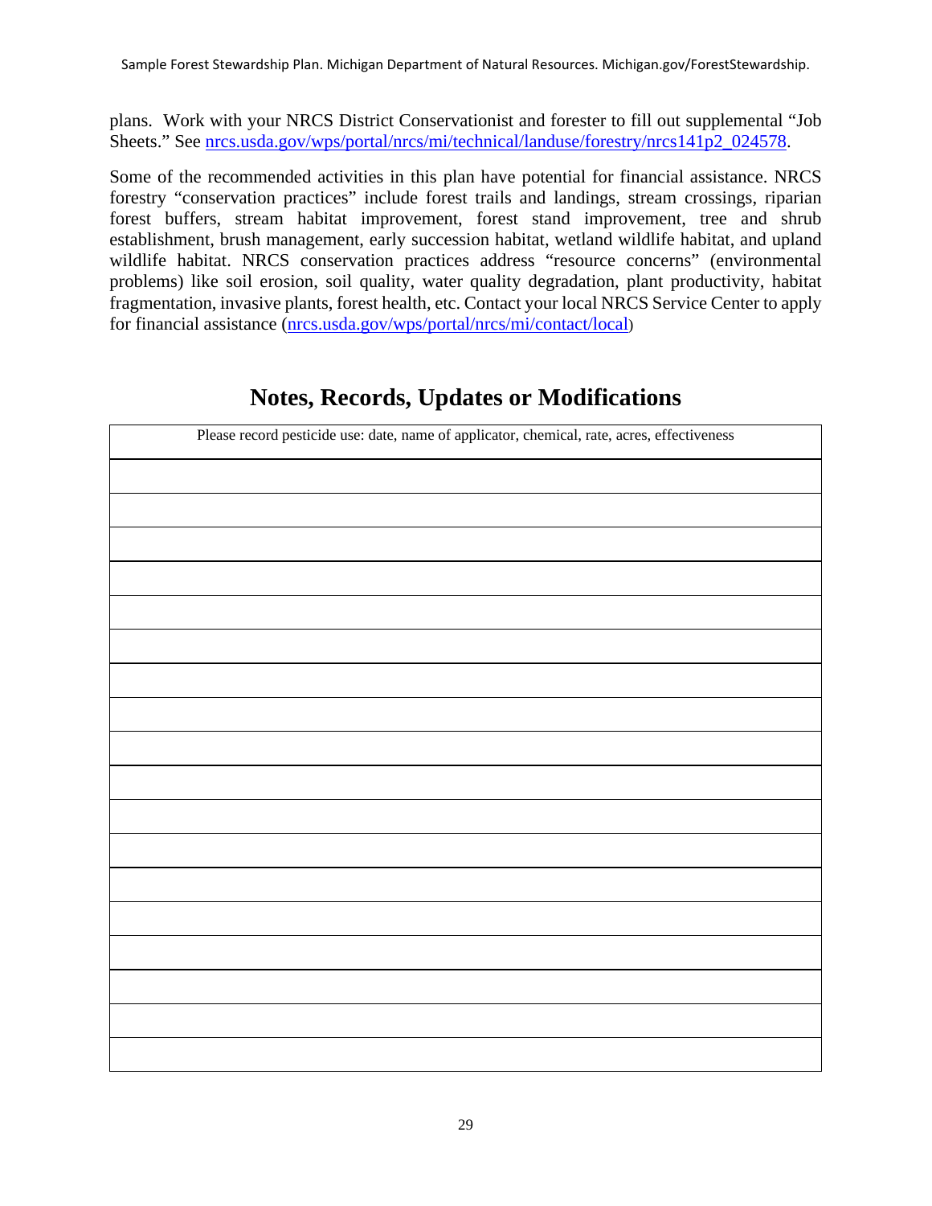plans. Work with your NRCS District Conservationist and forester to fill out supplemental "Job Sheets." See [nrcs.usda.gov/wps/portal/nrcs/mi/technical/landuse/forestry/nrcs141p2_024578](nrcs.usda.gov/wps/portal/nrcs/mi/technical/landuse/forestry/nrcs141p2_024578).

Some of the recommended activities in this plan have potential for financial assistance. NRCS forestry "conservation practices" include forest trails and landings, stream crossings, riparian forest buffers, stream habitat improvement, forest stand improvement, tree and shrub establishment, brush management, early succession habitat, wetland wildlife habitat, and upland wildlife habitat. NRCS conservation practices address "resource concerns" (environmental problems) like soil erosion, soil quality, water quality degradation, plant productivity, habitat fragmentation, invasive plants, forest health, etc. Contact your local NRCS Service Center to apply for financial assistance ([nrcs.usda.gov/wps/portal/nrcs/mi/contact/local](nrcs.usda.gov/wps/portal/nrcs/mi/contact/local))

## Notes, Records, Updates or Modifications

| Please record pesticide use: date, name of applicator, chemical, rate, acres, effectiveness |
|---|
| |
| |
| |
| |
| |
| |
| |
| |
| |
| |
| |
| |
| |
| |
| |
| |
| |
| |